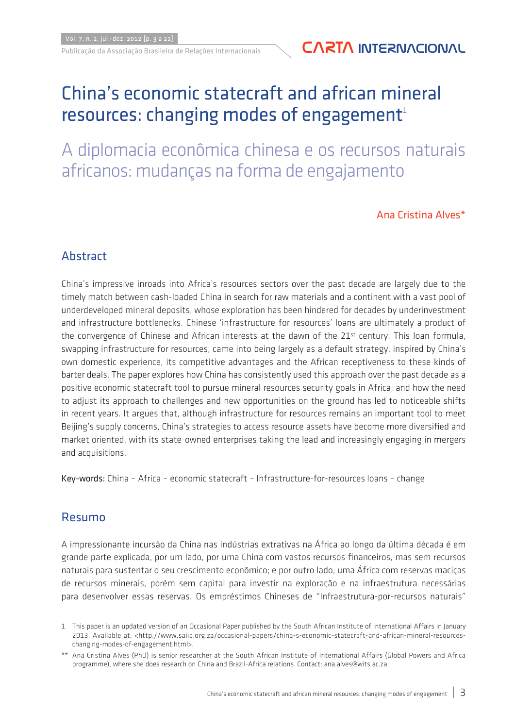# China's economic statecraft and african mineral resources: changing modes of engagement[1]

# A diplomacia econômica chinesa e os recursos naturais africanos: mudanças na forma de engajamento

Ana Cristina Alves*

## Abstract

China's impressive inroads into Africa's resources sectors over the past decade are largely due to the timely match between cash-loaded China in search for raw materials and a continent with a vast pool of underdeveloped mineral deposits, whose exploration has been hindered for decades by underinvestment and infrastructure bottlenecks. Chinese 'infrastructure-for-resources' loans are ultimately a product of the convergence of Chinese and African interests at the dawn of the 21st century. This loan formula, swapping infrastructure for resources, came into being largely as a default strategy, inspired by China's own domestic experience, its competitive advantages and the African receptiveness to these kinds of barter deals. The paper explores how China has consistently used this approach over the past decade as a positive economic statecraft tool to pursue mineral resources security goals in Africa; and how the need to adjust its approach to challenges and new opportunities on the ground has led to noticeable shifts in recent years. It argues that, although infrastructure for resources remains an important tool to meet Beijing's supply concerns, China's strategies to access resource assets have become more diversified and market oriented, with its state-owned enterprises taking the lead and increasingly engaging in mergers and acquisitions.

**Key-words:** China – Africa – economic statecraft – Infrastructure-for-resources loans – change

## Resumo

A impressionante incursão da China nas indústrias extrativas na África ao longo da última década é em grande parte explicada, por um lado, por uma China com vastos recursos financeiros, mas sem recursos naturais para sustentar o seu crescimento econômico; e por outro lado, uma África com reservas maciças de recursos minerais, porém sem capital para investir na exploração e na infraestrutura necessárias para desenvolver essas reservas. Os empréstimos Chineses de "Infraestrutura-por-recursos naturais"

---

1 This paper is an updated version of an Occasional Paper published by the South African Institute of International Affairs in January 2013. Available at: <http://www.saiia.org.za/occasional-papers/china-s-economic-statecraft-and-african-mineral-resources-changing-modes-of-engagement.html>.

** Ana Cristina Alves (PhD) is senior researcher at the South African Institute of International Affairs (Global Powers and Africa programme), where she does research on China and Brazil-Africa relations. Contact: ana.alves@wits.ac.za.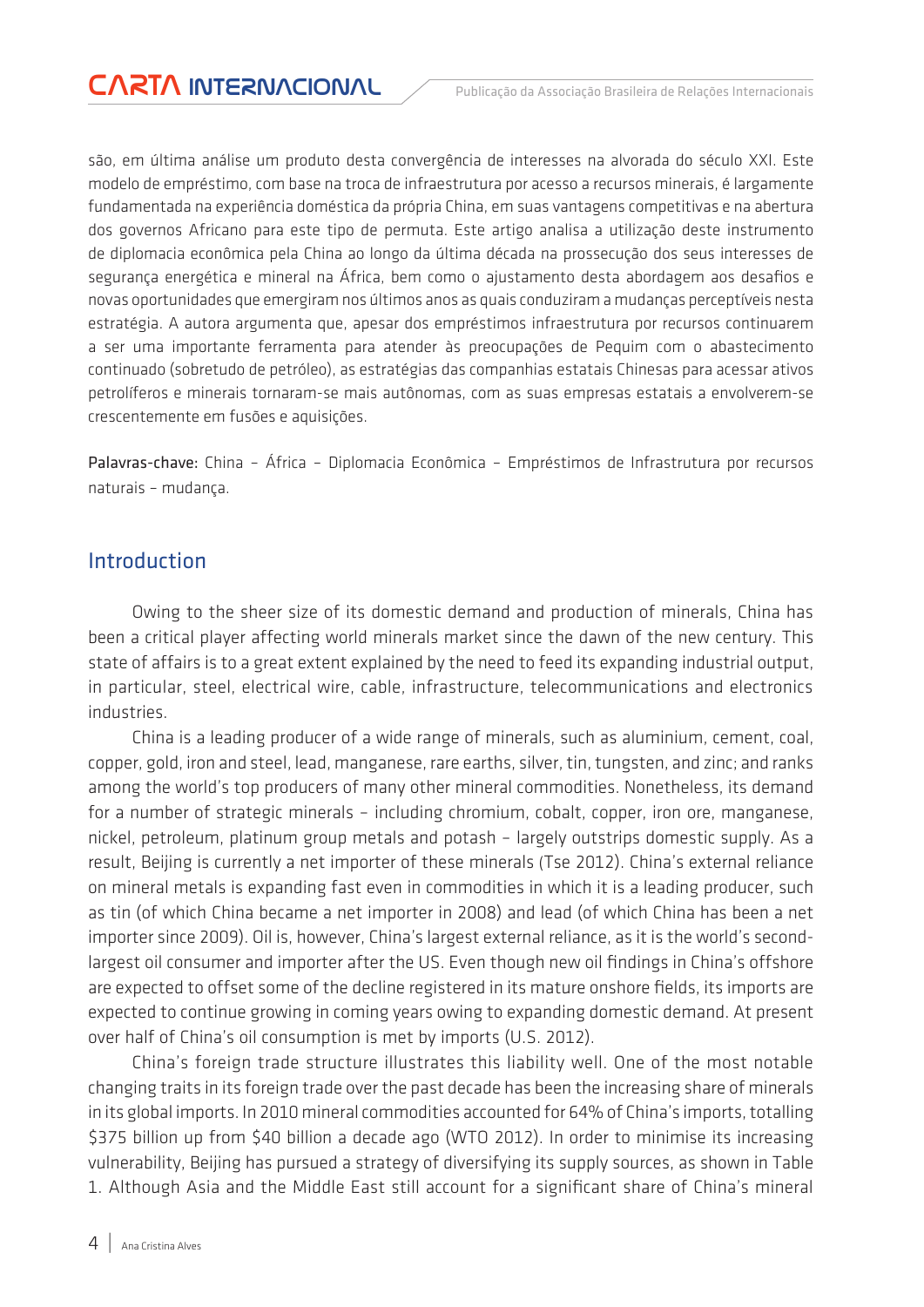são, em última análise um produto desta convergência de interesses na alvorada do século XXI. Este modelo de empréstimo, com base na troca de infraestrutura por acesso a recursos minerais, é largamente fundamentada na experiência doméstica da própria China, em suas vantagens competitivas e na abertura dos governos Africano para este tipo de permuta. Este artigo analisa a utilização deste instrumento de diplomacia econômica pela China ao longo da última década na prossecução dos seus interesses de segurança energética e mineral na África, bem como o ajustamento desta abordagem aos desafios e novas oportunidades que emergiram nos últimos anos as quais conduziram a mudanças perceptíveis nesta estratégia. A autora argumenta que, apesar dos empréstimos infraestrutura por recursos continuarem a ser uma importante ferramenta para atender às preocupações de Pequim com o abastecimento continuado (sobretudo de petróleo), as estratégias das companhias estatais Chinesas para acessar ativos petrolíferos e minerais tornaram-se mais autônomas, com as suas empresas estatais a envolverem-se crescentemente em fusões e aquisições.

**Palavras-chave:** China – África – Diplomacia Econômica – Empréstimos de Infrastrutura por recursos naturais – mudança.

## Introduction

Owing to the sheer size of its domestic demand and production of minerals, China has been a critical player affecting world minerals market since the dawn of the new century. This state of affairs is to a great extent explained by the need to feed its expanding industrial output, in particular, steel, electrical wire, cable, infrastructure, telecommunications and electronics industries.

China is a leading producer of a wide range of minerals, such as aluminium, cement, coal, copper, gold, iron and steel, lead, manganese, rare earths, silver, tin, tungsten, and zinc; and ranks among the world's top producers of many other mineral commodities. Nonetheless, its demand for a number of strategic minerals – including chromium, cobalt, copper, iron ore, manganese, nickel, petroleum, platinum group metals and potash – largely outstrips domestic supply. As a result, Beijing is currently a net importer of these minerals (Tse 2012). China's external reliance on mineral metals is expanding fast even in commodities in which it is a leading producer, such as tin (of which China became a net importer in 2008) and lead (of which China has been a net importer since 2009). Oil is, however, China's largest external reliance, as it is the world's second-largest oil consumer and importer after the US. Even though new oil findings in China's offshore are expected to offset some of the decline registered in its mature onshore fields, its imports are expected to continue growing in coming years owing to expanding domestic demand. At present over half of China's oil consumption is met by imports (U.S. 2012).

China's foreign trade structure illustrates this liability well. One of the most notable changing traits in its foreign trade over the past decade has been the increasing share of minerals in its global imports. In 2010 mineral commodities accounted for 64% of China's imports, totalling $375 billion up from $40 billion a decade ago (WTO 2012). In order to minimise its increasing vulnerability, Beijing has pursued a strategy of diversifying its supply sources, as shown in Table 1. Although Asia and the Middle East still account for a significant share of China's mineral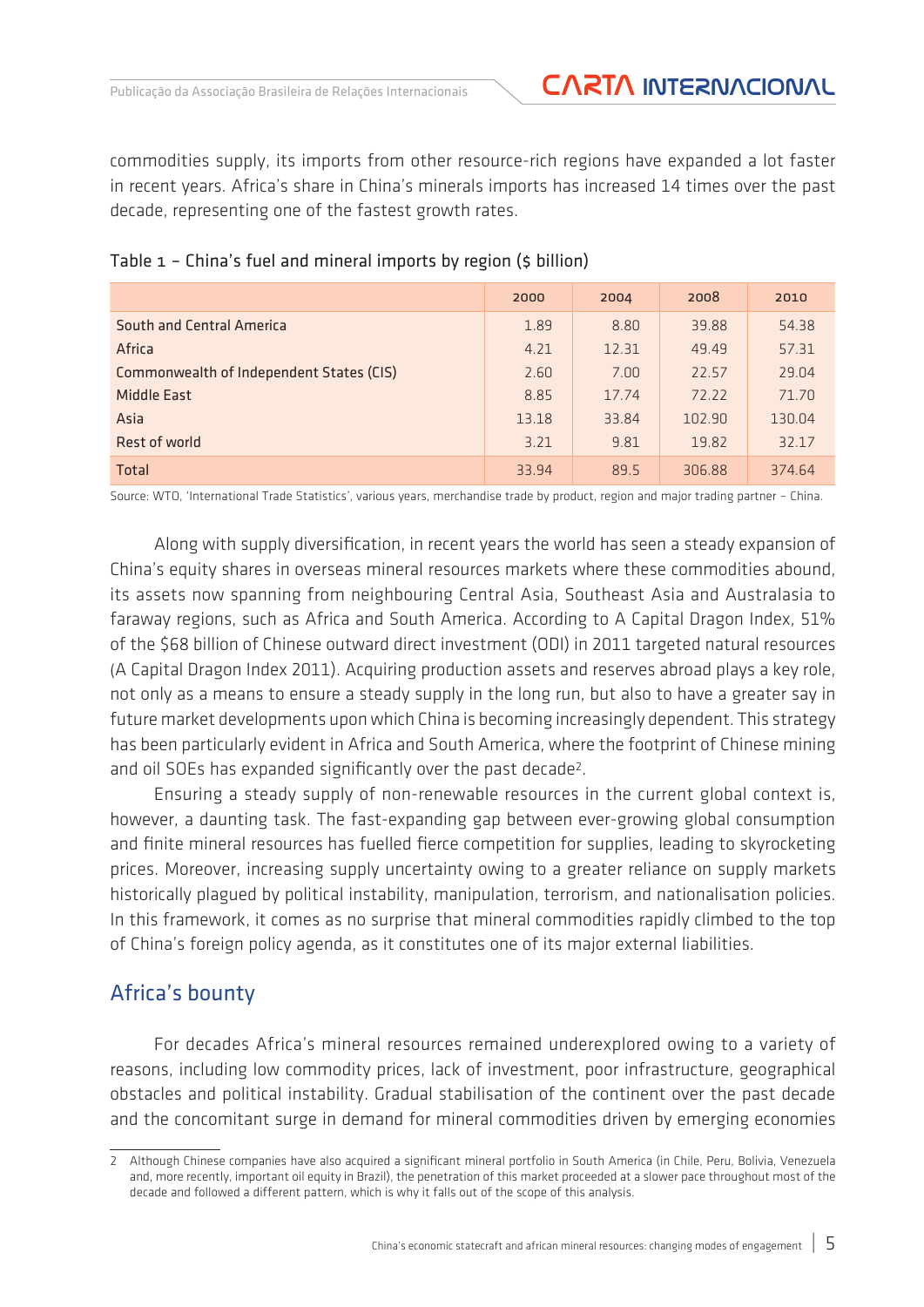commodities supply, its imports from other resource-rich regions have expanded a lot faster in recent years. Africa's share in China's minerals imports has increased 14 times over the past decade, representing one of the fastest growth rates.

Table 1 – China's fuel and mineral imports by region ($ billion)

| | 2000 | 2004 | 2008 | 2010 |
|---|---|---|---|---|
| South and Central America | 1.89 | 8.80 | 39.88 | 54.38 |
| Africa | 4.21 | 12.31 | 49.49 | 57.31 |
| Commonwealth of Independent States (CIS) | 2.60 | 7.00 | 22.57 | 29.04 |
| Middle East | 8.85 | 17.74 | 72.22 | 71.70 |
| Asia | 13.18 | 33.84 | 102.90 | 130.04 |
| Rest of world | 3.21 | 9.81 | 19.82 | 32.17 |
| Total | 33.94 | 89.5 | 306.88 | 374.64 |

Source: WTO, 'International Trade Statistics', various years, merchandise trade by product, region and major trading partner – China.

Along with supply diversification, in recent years the world has seen a steady expansion of China's equity shares in overseas mineral resources markets where these commodities abound, its assets now spanning from neighbouring Central Asia, Southeast Asia and Australasia to faraway regions, such as Africa and South America. According to A Capital Dragon Index, 51% of the $68 billion of Chinese outward direct investment (ODI) in 2011 targeted natural resources (A Capital Dragon Index 2011). Acquiring production assets and reserves abroad plays a key role, not only as a means to ensure a steady supply in the long run, but also to have a greater say in future market developments upon which China is becoming increasingly dependent. This strategy has been particularly evident in Africa and South America, where the footprint of Chinese mining and oil SOEs has expanded significantly over the past decade[2].

Ensuring a steady supply of non-renewable resources in the current global context is, however, a daunting task. The fast-expanding gap between ever-growing global consumption and finite mineral resources has fuelled fierce competition for supplies, leading to skyrocketing prices. Moreover, increasing supply uncertainty owing to a greater reliance on supply markets historically plagued by political instability, manipulation, terrorism, and nationalisation policies. In this framework, it comes as no surprise that mineral commodities rapidly climbed to the top of China's foreign policy agenda, as it constitutes one of its major external liabilities.

## Africa's bounty

For decades Africa's mineral resources remained underexplored owing to a variety of reasons, including low commodity prices, lack of investment, poor infrastructure, geographical obstacles and political instability. Gradual stabilisation of the continent over the past decade and the concomitant surge in demand for mineral commodities driven by emerging economies

---

2 Although Chinese companies have also acquired a significant mineral portfolio in South America (in Chile, Peru, Bolivia, Venezuela and, more recently, important oil equity in Brazil), the penetration of this market proceeded at a slower pace throughout most of the decade and followed a different pattern, which is why it falls out of the scope of this analysis.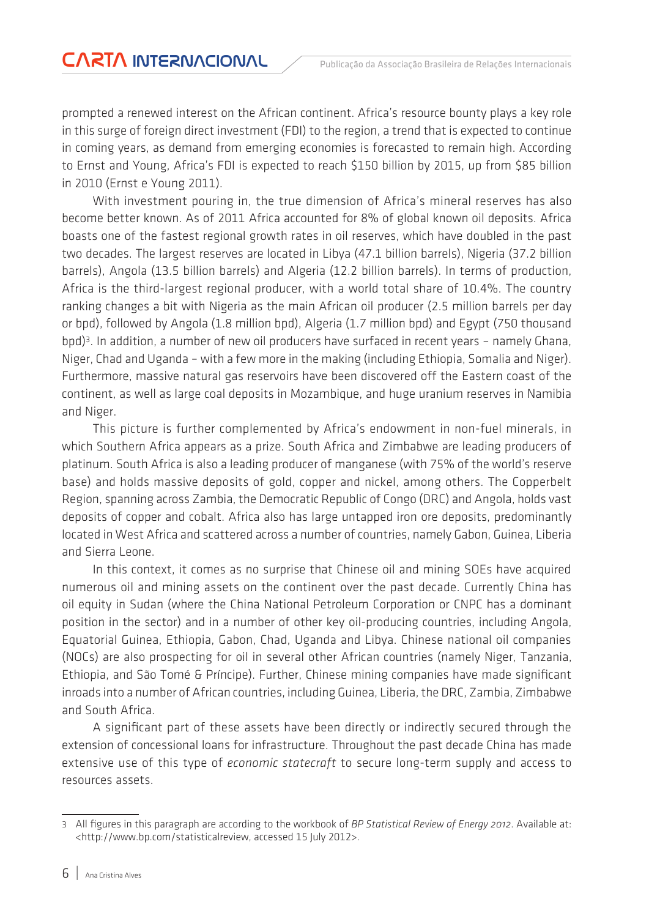prompted a renewed interest on the African continent. Africa's resource bounty plays a key role in this surge of foreign direct investment (FDI) to the region, a trend that is expected to continue in coming years, as demand from emerging economies is forecasted to remain high. According to Ernst and Young, Africa's FDI is expected to reach \$150 billion by 2015, up from \$85 billion in 2010 (Ernst e Young 2011).

With investment pouring in, the true dimension of Africa's mineral reserves has also become better known. As of 2011 Africa accounted for 8% of global known oil deposits. Africa boasts one of the fastest regional growth rates in oil reserves, which have doubled in the past two decades. The largest reserves are located in Libya (47.1 billion barrels), Nigeria (37.2 billion barrels), Angola (13.5 billion barrels) and Algeria (12.2 billion barrels). In terms of production, Africa is the third-largest regional producer, with a world total share of 10.4%. The country ranking changes a bit with Nigeria as the main African oil producer (2.5 million barrels per day or bpd), followed by Angola (1.8 million bpd), Algeria (1.7 million bpd) and Egypt (750 thousand bpd)[3]. In addition, a number of new oil producers have surfaced in recent years – namely Ghana, Niger, Chad and Uganda – with a few more in the making (including Ethiopia, Somalia and Niger). Furthermore, massive natural gas reservoirs have been discovered off the Eastern coast of the continent, as well as large coal deposits in Mozambique, and huge uranium reserves in Namibia and Niger.

This picture is further complemented by Africa's endowment in non-fuel minerals, in which Southern Africa appears as a prize. South Africa and Zimbabwe are leading producers of platinum. South Africa is also a leading producer of manganese (with 75% of the world's reserve base) and holds massive deposits of gold, copper and nickel, among others. The Copperbelt Region, spanning across Zambia, the Democratic Republic of Congo (DRC) and Angola, holds vast deposits of copper and cobalt. Africa also has large untapped iron ore deposits, predominantly located in West Africa and scattered across a number of countries, namely Gabon, Guinea, Liberia and Sierra Leone.

In this context, it comes as no surprise that Chinese oil and mining SOEs have acquired numerous oil and mining assets on the continent over the past decade. Currently China has oil equity in Sudan (where the China National Petroleum Corporation or CNPC has a dominant position in the sector) and in a number of other key oil-producing countries, including Angola, Equatorial Guinea, Ethiopia, Gabon, Chad, Uganda and Libya. Chinese national oil companies (NOCs) are also prospecting for oil in several other African countries (namely Niger, Tanzania, Ethiopia, and São Tomé & Príncipe). Further, Chinese mining companies have made significant inroads into a number of African countries, including Guinea, Liberia, the DRC, Zambia, Zimbabwe and South Africa.

A significant part of these assets have been directly or indirectly secured through the extension of concessional loans for infrastructure. Throughout the past decade China has made extensive use of this type of *economic statecraft* to secure long-term supply and access to resources assets.

---

3 All figures in this paragraph are according to the workbook of *BP Statistical Review of Energy 2012*. Available at: <http://www.bp.com/statisticalreview, accessed 15 July 2012>.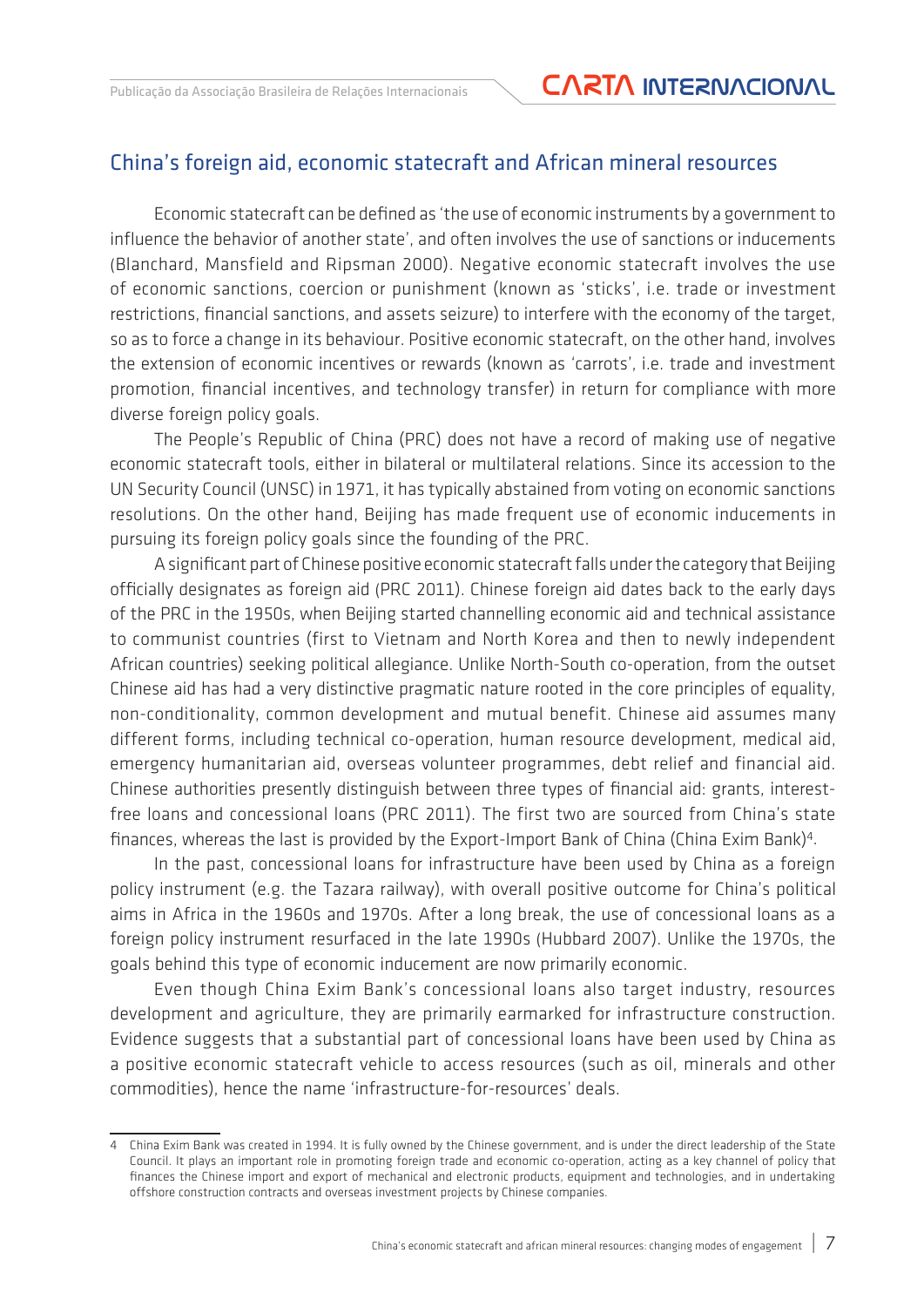## China's foreign aid, economic statecraft and African mineral resources

Economic statecraft can be defined as 'the use of economic instruments by a government to influence the behavior of another state', and often involves the use of sanctions or inducements (Blanchard, Mansfield and Ripsman 2000). Negative economic statecraft involves the use of economic sanctions, coercion or punishment (known as 'sticks', i.e. trade or investment restrictions, financial sanctions, and assets seizure) to interfere with the economy of the target, so as to force a change in its behaviour. Positive economic statecraft, on the other hand, involves the extension of economic incentives or rewards (known as 'carrots', i.e. trade and investment promotion, financial incentives, and technology transfer) in return for compliance with more diverse foreign policy goals.

The People's Republic of China (PRC) does not have a record of making use of negative economic statecraft tools, either in bilateral or multilateral relations. Since its accession to the UN Security Council (UNSC) in 1971, it has typically abstained from voting on economic sanctions resolutions. On the other hand, Beijing has made frequent use of economic inducements in pursuing its foreign policy goals since the founding of the PRC.

A significant part of Chinese positive economic statecraft falls under the category that Beijing officially designates as foreign aid (PRC 2011). Chinese foreign aid dates back to the early days of the PRC in the 1950s, when Beijing started channelling economic aid and technical assistance to communist countries (first to Vietnam and North Korea and then to newly independent African countries) seeking political allegiance. Unlike North-South co-operation, from the outset Chinese aid has had a very distinctive pragmatic nature rooted in the core principles of equality, non-conditionality, common development and mutual benefit. Chinese aid assumes many different forms, including technical co-operation, human resource development, medical aid, emergency humanitarian aid, overseas volunteer programmes, debt relief and financial aid. Chinese authorities presently distinguish between three types of financial aid: grants, interest-free loans and concessional loans (PRC 2011). The first two are sourced from China's state finances, whereas the last is provided by the Export-Import Bank of China (China Exim Bank)[4].

In the past, concessional loans for infrastructure have been used by China as a foreign policy instrument (e.g. the Tazara railway), with overall positive outcome for China's political aims in Africa in the 1960s and 1970s. After a long break, the use of concessional loans as a foreign policy instrument resurfaced in the late 1990s (Hubbard 2007). Unlike the 1970s, the goals behind this type of economic inducement are now primarily economic.

Even though China Exim Bank's concessional loans also target industry, resources development and agriculture, they are primarily earmarked for infrastructure construction. Evidence suggests that a substantial part of concessional loans have been used by China as a positive economic statecraft vehicle to access resources (such as oil, minerals and other commodities), hence the name 'infrastructure-for-resources' deals.

---

4 China Exim Bank was created in 1994. It is fully owned by the Chinese government, and is under the direct leadership of the State Council. It plays an important role in promoting foreign trade and economic co-operation, acting as a key channel of policy that finances the Chinese import and export of mechanical and electronic products, equipment and technologies, and in undertaking offshore construction contracts and overseas investment projects by Chinese companies.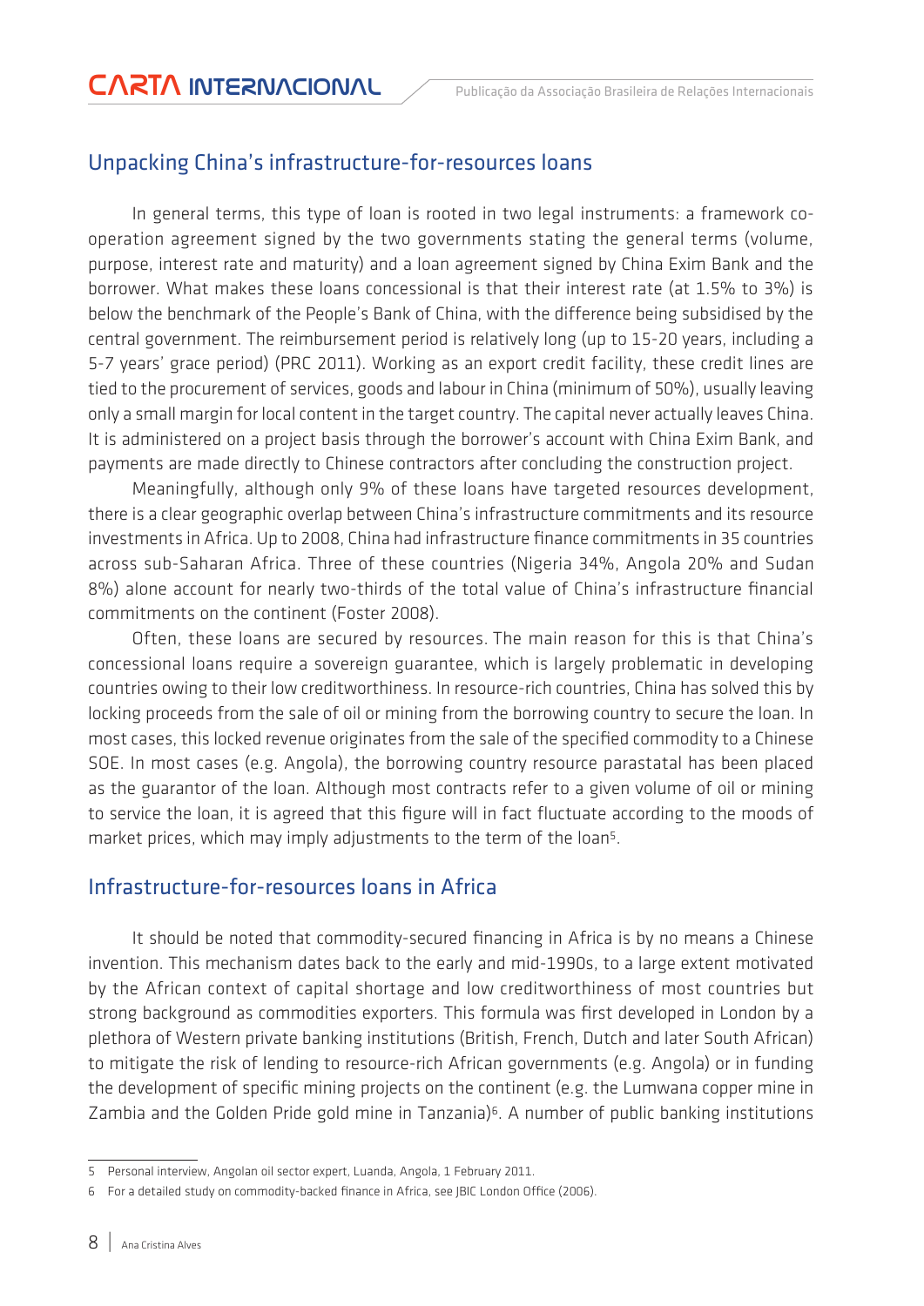## Unpacking China's infrastructure-for-resources loans

In general terms, this type of loan is rooted in two legal instruments: a framework co-operation agreement signed by the two governments stating the general terms (volume, purpose, interest rate and maturity) and a loan agreement signed by China Exim Bank and the borrower. What makes these loans concessional is that their interest rate (at 1.5% to 3%) is below the benchmark of the People's Bank of China, with the difference being subsidised by the central government. The reimbursement period is relatively long (up to 15-20 years, including a 5-7 years' grace period) (PRC 2011). Working as an export credit facility, these credit lines are tied to the procurement of services, goods and labour in China (minimum of 50%), usually leaving only a small margin for local content in the target country. The capital never actually leaves China. It is administered on a project basis through the borrower's account with China Exim Bank, and payments are made directly to Chinese contractors after concluding the construction project.

Meaningfully, although only 9% of these loans have targeted resources development, there is a clear geographic overlap between China's infrastructure commitments and its resource investments in Africa. Up to 2008, China had infrastructure finance commitments in 35 countries across sub-Saharan Africa. Three of these countries (Nigeria 34%, Angola 20% and Sudan 8%) alone account for nearly two-thirds of the total value of China's infrastructure financial commitments on the continent (Foster 2008).

Often, these loans are secured by resources. The main reason for this is that China's concessional loans require a sovereign guarantee, which is largely problematic in developing countries owing to their low creditworthiness. In resource-rich countries, China has solved this by locking proceeds from the sale of oil or mining from the borrowing country to secure the loan. In most cases, this locked revenue originates from the sale of the specified commodity to a Chinese SOE. In most cases (e.g. Angola), the borrowing country resource parastatal has been placed as the guarantor of the loan. Although most contracts refer to a given volume of oil or mining to service the loan, it is agreed that this figure will in fact fluctuate according to the moods of market prices, which may imply adjustments to the term of the loan[5].

## Infrastructure-for-resources loans in Africa

It should be noted that commodity-secured financing in Africa is by no means a Chinese invention. This mechanism dates back to the early and mid-1990s, to a large extent motivated by the African context of capital shortage and low creditworthiness of most countries but strong background as commodities exporters. This formula was first developed in London by a plethora of Western private banking institutions (British, French, Dutch and later South African) to mitigate the risk of lending to resource-rich African governments (e.g. Angola) or in funding the development of specific mining projects on the continent (e.g. the Lumwana copper mine in Zambia and the Golden Pride gold mine in Tanzania)[6]. A number of public banking institutions

---

5 Personal interview, Angolan oil sector expert, Luanda, Angola, 1 February 2011.

6 For a detailed study on commodity-backed finance in Africa, see JBIC London Office (2006).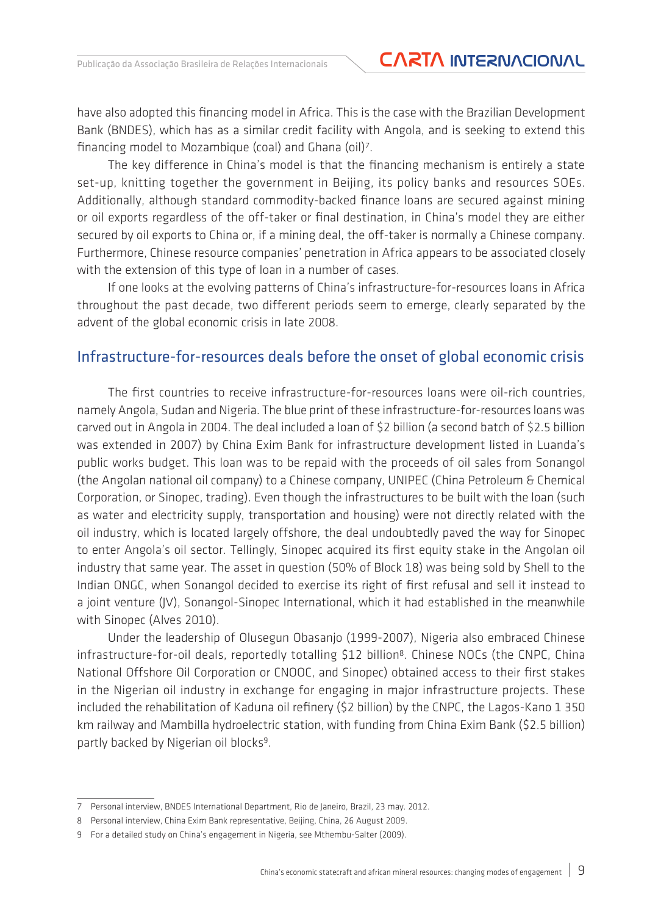have also adopted this financing model in Africa. This is the case with the Brazilian Development Bank (BNDES), which has as a similar credit facility with Angola, and is seeking to extend this financing model to Mozambique (coal) and Ghana (oil)[7].

The key difference in China's model is that the financing mechanism is entirely a state set-up, knitting together the government in Beijing, its policy banks and resources SOEs. Additionally, although standard commodity-backed finance loans are secured against mining or oil exports regardless of the off-taker or final destination, in China's model they are either secured by oil exports to China or, if a mining deal, the off-taker is normally a Chinese company. Furthermore, Chinese resource companies' penetration in Africa appears to be associated closely with the extension of this type of loan in a number of cases.

If one looks at the evolving patterns of China's infrastructure-for-resources loans in Africa throughout the past decade, two different periods seem to emerge, clearly separated by the advent of the global economic crisis in late 2008.

## Infrastructure-for-resources deals before the onset of global economic crisis

The first countries to receive infrastructure-for-resources loans were oil-rich countries, namely Angola, Sudan and Nigeria. The blue print of these infrastructure-for-resources loans was carved out in Angola in 2004. The deal included a loan of $2 billion (a second batch of $2.5 billion was extended in 2007) by China Exim Bank for infrastructure development listed in Luanda's public works budget. This loan was to be repaid with the proceeds of oil sales from Sonangol (the Angolan national oil company) to a Chinese company, UNIPEC (China Petroleum & Chemical Corporation, or Sinopec, trading). Even though the infrastructures to be built with the loan (such as water and electricity supply, transportation and housing) were not directly related with the oil industry, which is located largely offshore, the deal undoubtedly paved the way for Sinopec to enter Angola's oil sector. Tellingly, Sinopec acquired its first equity stake in the Angolan oil industry that same year. The asset in question (50% of Block 18) was being sold by Shell to the Indian ONGC, when Sonangol decided to exercise its right of first refusal and sell it instead to a joint venture (JV), Sonangol-Sinopec International, which it had established in the meanwhile with Sinopec (Alves 2010).

Under the leadership of Olusegun Obasanjo (1999-2007), Nigeria also embraced Chinese infrastructure-for-oil deals, reportedly totalling $12 billion[8]. Chinese NOCs (the CNPC, China National Offshore Oil Corporation or CNOOC, and Sinopec) obtained access to their first stakes in the Nigerian oil industry in exchange for engaging in major infrastructure projects. These included the rehabilitation of Kaduna oil refinery ($2 billion) by the CNPC, the Lagos-Kano 1 350 km railway and Mambilla hydroelectric station, with funding from China Exim Bank ($2.5 billion) partly backed by Nigerian oil blocks[9].

---

7 Personal interview, BNDES International Department, Rio de Janeiro, Brazil, 23 may. 2012.

8 Personal interview, China Exim Bank representative, Beijing, China, 26 August 2009.

9 For a detailed study on China's engagement in Nigeria, see Mthembu-Salter (2009).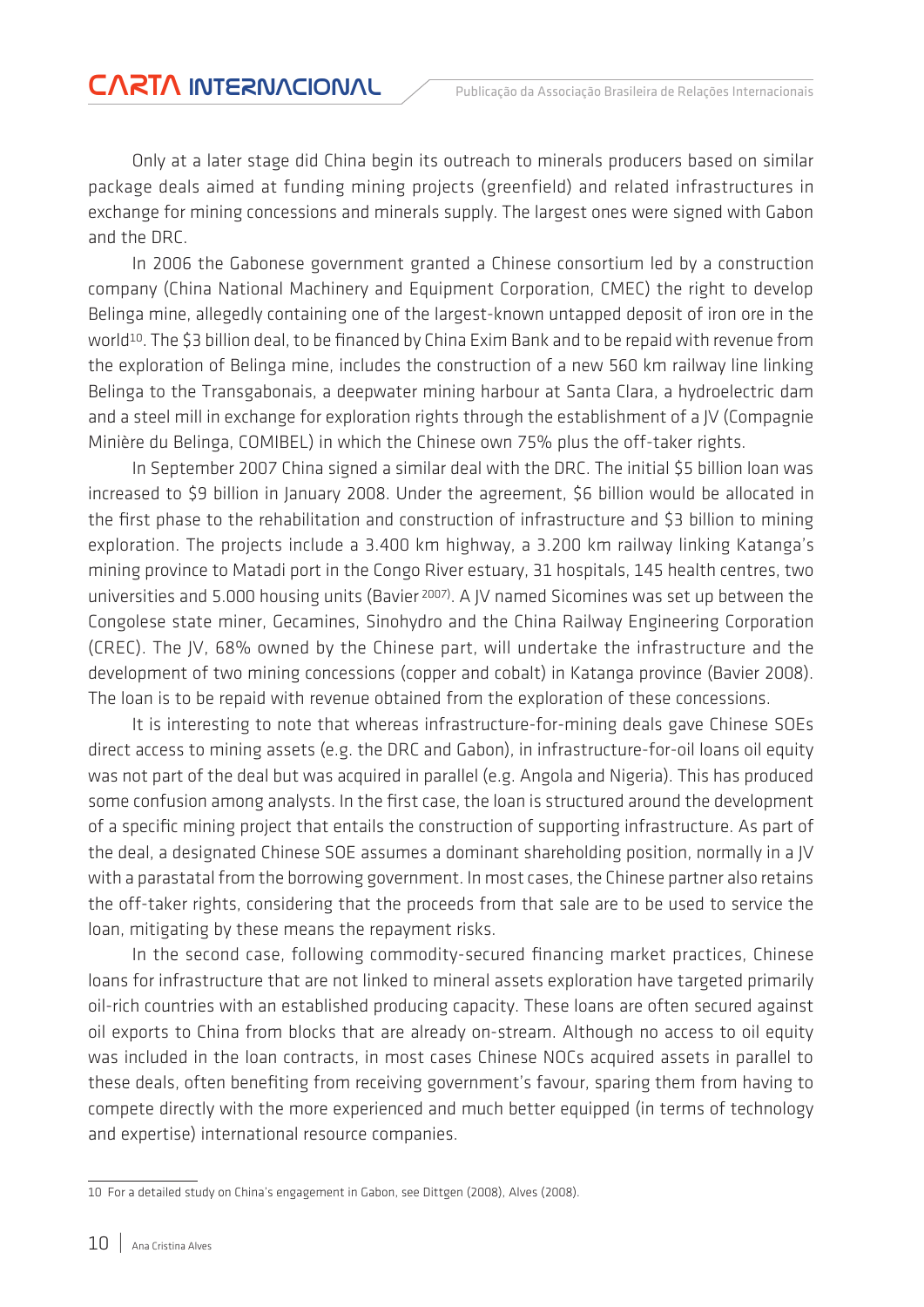Only at a later stage did China begin its outreach to minerals producers based on similar package deals aimed at funding mining projects (greenfield) and related infrastructures in exchange for mining concessions and minerals supply. The largest ones were signed with Gabon and the DRC.

In 2006 the Gabonese government granted a Chinese consortium led by a construction company (China National Machinery and Equipment Corporation, CMEC) the right to develop Belinga mine, allegedly containing one of the largest-known untapped deposit of iron ore in the world[10]. The $3 billion deal, to be financed by China Exim Bank and to be repaid with revenue from the exploration of Belinga mine, includes the construction of a new 560 km railway line linking Belinga to the Transgabonais, a deepwater mining harbour at Santa Clara, a hydroelectric dam and a steel mill in exchange for exploration rights through the establishment of a JV (Compagnie Minière du Belinga, COMIBEL) in which the Chinese own 75% plus the off-taker rights.

In September 2007 China signed a similar deal with the DRC. The initial $5 billion loan was increased to $9 billion in January 2008. Under the agreement, $6 billion would be allocated in the first phase to the rehabilitation and construction of infrastructure and $3 billion to mining exploration. The projects include a 3.400 km highway, a 3.200 km railway linking Katanga's mining province to Matadi port in the Congo River estuary, 31 hospitals, 145 health centres, two universities and 5.000 housing units (Bavier 2007). A JV named Sicomines was set up between the Congolese state miner, Gecamines, Sinohydro and the China Railway Engineering Corporation (CREC). The JV, 68% owned by the Chinese part, will undertake the infrastructure and the development of two mining concessions (copper and cobalt) in Katanga province (Bavier 2008). The loan is to be repaid with revenue obtained from the exploration of these concessions.

It is interesting to note that whereas infrastructure-for-mining deals gave Chinese SOEs direct access to mining assets (e.g. the DRC and Gabon), in infrastructure-for-oil loans oil equity was not part of the deal but was acquired in parallel (e.g. Angola and Nigeria). This has produced some confusion among analysts. In the first case, the loan is structured around the development of a specific mining project that entails the construction of supporting infrastructure. As part of the deal, a designated Chinese SOE assumes a dominant shareholding position, normally in a JV with a parastatal from the borrowing government. In most cases, the Chinese partner also retains the off-taker rights, considering that the proceeds from that sale are to be used to service the loan, mitigating by these means the repayment risks.

In the second case, following commodity-secured financing market practices, Chinese loans for infrastructure that are not linked to mineral assets exploration have targeted primarily oil-rich countries with an established producing capacity. These loans are often secured against oil exports to China from blocks that are already on-stream. Although no access to oil equity was included in the loan contracts, in most cases Chinese NOCs acquired assets in parallel to these deals, often benefiting from receiving government's favour, sparing them from having to compete directly with the more experienced and much better equipped (in terms of technology and expertise) international resource companies.

---

10 For a detailed study on China's engagement in Gabon, see Dittgen (2008), Alves (2008).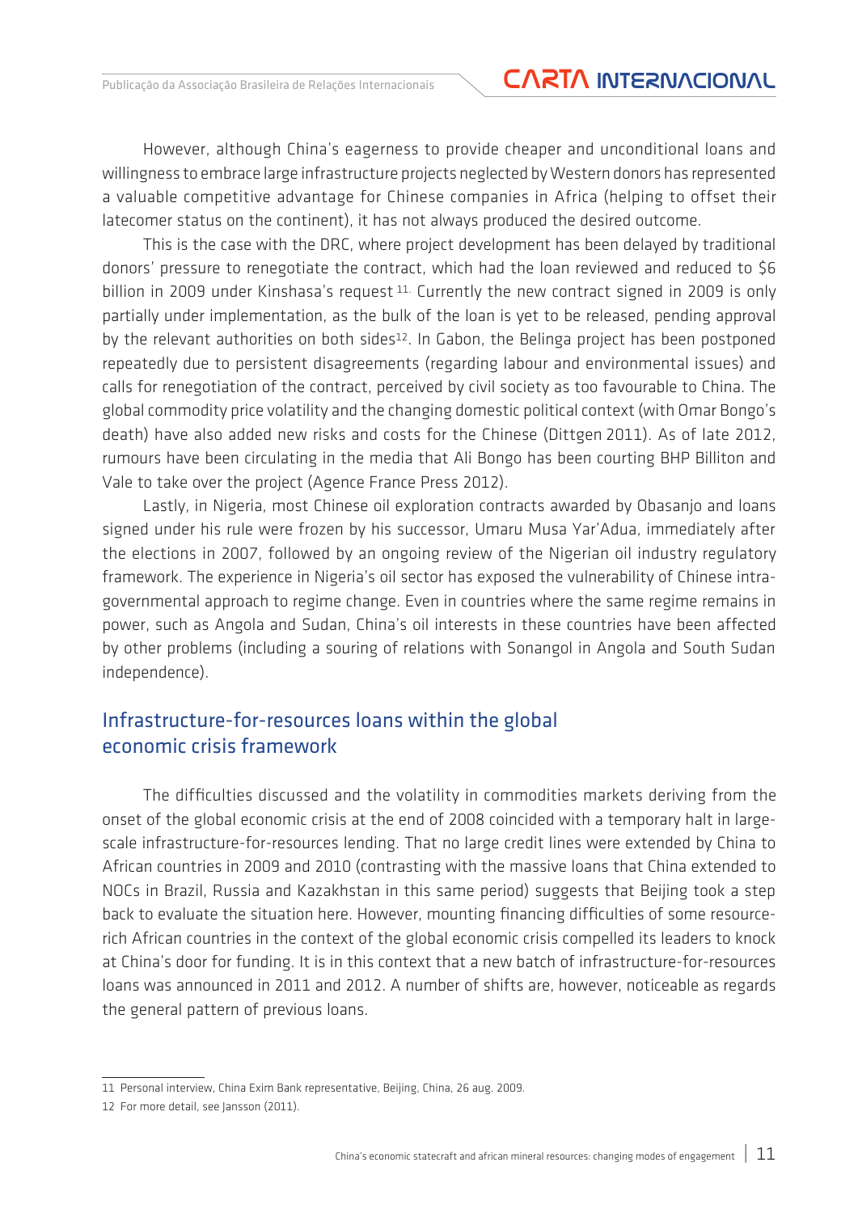However, although China's eagerness to provide cheaper and unconditional loans and willingness to embrace large infrastructure projects neglected by Western donors has represented a valuable competitive advantage for Chinese companies in Africa (helping to offset their latecomer status on the continent), it has not always produced the desired outcome.

This is the case with the DRC, where project development has been delayed by traditional donors' pressure to renegotiate the contract, which had the loan reviewed and reduced to \$6 billion in 2009 under Kinshasa's request [11]. Currently the new contract signed in 2009 is only partially under implementation, as the bulk of the loan is yet to be released, pending approval by the relevant authorities on both sides[12]. In Gabon, the Belinga project has been postponed repeatedly due to persistent disagreements (regarding labour and environmental issues) and calls for renegotiation of the contract, perceived by civil society as too favourable to China. The global commodity price volatility and the changing domestic political context (with Omar Bongo's death) have also added new risks and costs for the Chinese (Dittgen 2011). As of late 2012, rumours have been circulating in the media that Ali Bongo has been courting BHP Billiton and Vale to take over the project (Agence France Press 2012).

Lastly, in Nigeria, most Chinese oil exploration contracts awarded by Obasanjo and loans signed under his rule were frozen by his successor, Umaru Musa Yar'Adua, immediately after the elections in 2007, followed by an ongoing review of the Nigerian oil industry regulatory framework. The experience in Nigeria's oil sector has exposed the vulnerability of Chinese intra-governmental approach to regime change. Even in countries where the same regime remains in power, such as Angola and Sudan, China's oil interests in these countries have been affected by other problems (including a souring of relations with Sonangol in Angola and South Sudan independence).

## Infrastructure-for-resources loans within the global economic crisis framework

The difficulties discussed and the volatility in commodities markets deriving from the onset of the global economic crisis at the end of 2008 coincided with a temporary halt in large-scale infrastructure-for-resources lending. That no large credit lines were extended by China to African countries in 2009 and 2010 (contrasting with the massive loans that China extended to NOCs in Brazil, Russia and Kazakhstan in this same period) suggests that Beijing took a step back to evaluate the situation here. However, mounting financing difficulties of some resource-rich African countries in the context of the global economic crisis compelled its leaders to knock at China's door for funding. It is in this context that a new batch of infrastructure-for-resources loans was announced in 2011 and 2012. A number of shifts are, however, noticeable as regards the general pattern of previous loans.

---

11 Personal interview, China Exim Bank representative, Beijing, China, 26 aug. 2009.

12 For more detail, see Jansson (2011).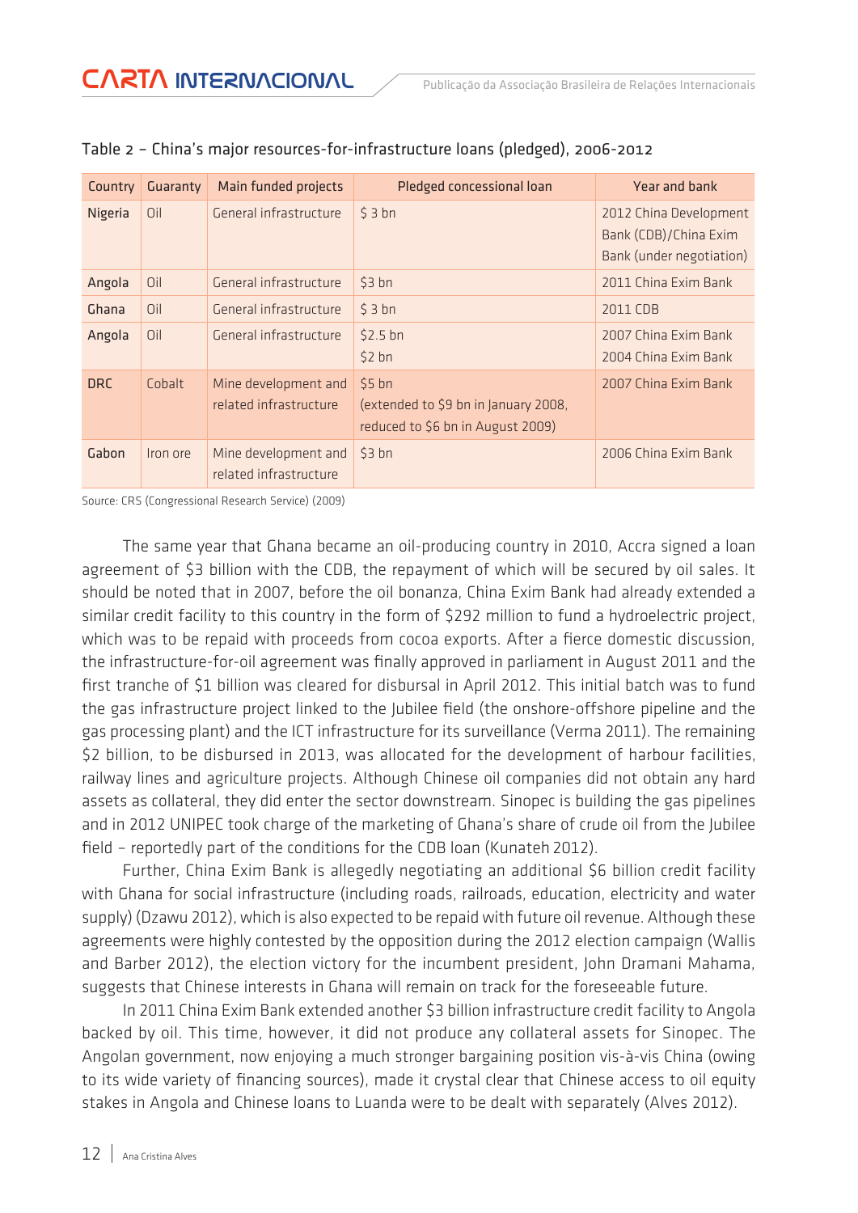Table 2 – China's major resources-for-infrastructure loans (pledged), 2006-2012

| Country | Guaranty | Main funded projects | Pledged concessional loan | Year and bank |
|---|---|---|---|---|
| Nigeria | Oil | General infrastructure | $ 3 bn | 2012 China Development Bank (CDB)/China Exim Bank (under negotiation) |
| Angola | Oil | General infrastructure | $3 bn | 2011 China Exim Bank |
| Ghana | Oil | General infrastructure | $ 3 bn | 2011 CDB |
| Angola | Oil | General infrastructure | $2.5 bn<br>$2 bn | 2007 China Exim Bank<br>2004 China Exim Bank |
| DRC | Cobalt | Mine development and related infrastructure | $5 bn (extended to $9 bn in January 2008, reduced to $6 bn in August 2009) | 2007 China Exim Bank |
| Gabon | Iron ore | Mine development and related infrastructure | $3 bn | 2006 China Exim Bank |

Source: CRS (Congressional Research Service) (2009)

The same year that Ghana became an oil-producing country in 2010, Accra signed a loan agreement of $3 billion with the CDB, the repayment of which will be secured by oil sales. It should be noted that in 2007, before the oil bonanza, China Exim Bank had already extended a similar credit facility to this country in the form of $292 million to fund a hydroelectric project, which was to be repaid with proceeds from cocoa exports. After a fierce domestic discussion, the infrastructure-for-oil agreement was finally approved in parliament in August 2011 and the first tranche of $1 billion was cleared for disbursal in April 2012. This initial batch was to fund the gas infrastructure project linked to the Jubilee field (the onshore-offshore pipeline and the gas processing plant) and the ICT infrastructure for its surveillance (Verma 2011). The remaining $2 billion, to be disbursed in 2013, was allocated for the development of harbour facilities, railway lines and agriculture projects. Although Chinese oil companies did not obtain any hard assets as collateral, they did enter the sector downstream. Sinopec is building the gas pipelines and in 2012 UNIPEC took charge of the marketing of Ghana's share of crude oil from the Jubilee field – reportedly part of the conditions for the CDB loan (Kunateh 2012).

Further, China Exim Bank is allegedly negotiating an additional $6 billion credit facility with Ghana for social infrastructure (including roads, railroads, education, electricity and water supply) (Dzawu 2012), which is also expected to be repaid with future oil revenue. Although these agreements were highly contested by the opposition during the 2012 election campaign (Wallis and Barber 2012), the election victory for the incumbent president, John Dramani Mahama, suggests that Chinese interests in Ghana will remain on track for the foreseeable future.

In 2011 China Exim Bank extended another $3 billion infrastructure credit facility to Angola backed by oil. This time, however, it did not produce any collateral assets for Sinopec. The Angolan government, now enjoying a much stronger bargaining position vis-à-vis China (owing to its wide variety of financing sources), made it crystal clear that Chinese access to oil equity stakes in Angola and Chinese loans to Luanda were to be dealt with separately (Alves 2012).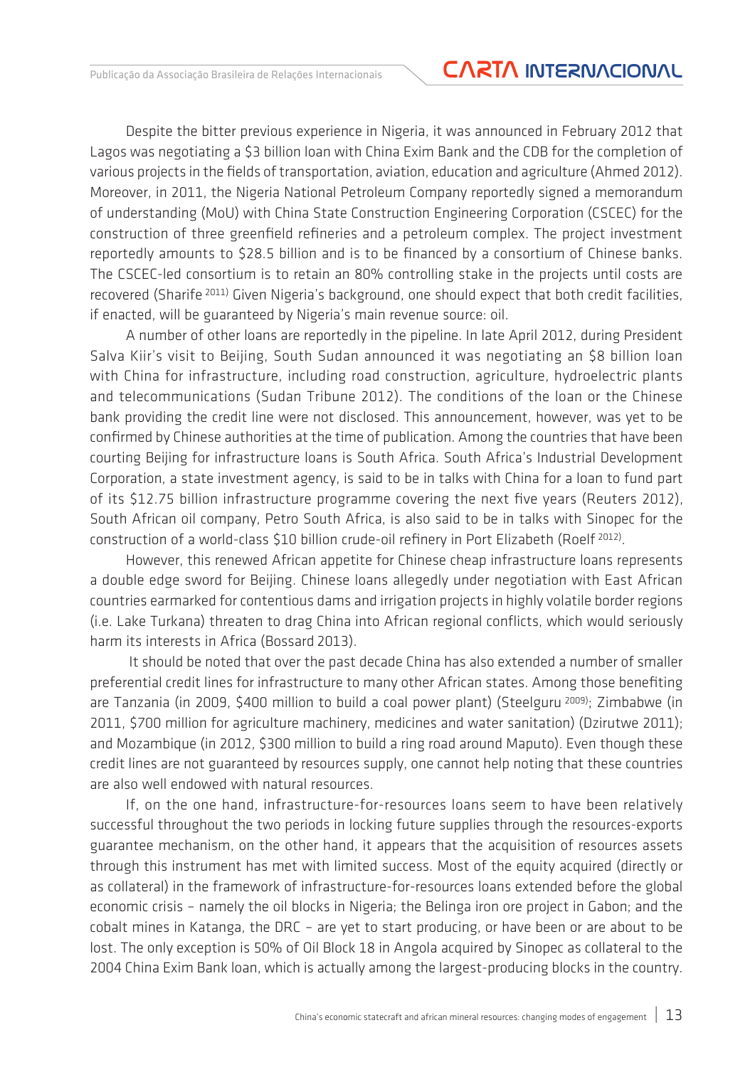Despite the bitter previous experience in Nigeria, it was announced in February 2012 that Lagos was negotiating a $3 billion loan with China Exim Bank and the CDB for the completion of various projects in the fields of transportation, aviation, education and agriculture (Ahmed 2012). Moreover, in 2011, the Nigeria National Petroleum Company reportedly signed a memorandum of understanding (MoU) with China State Construction Engineering Corporation (CSCEC) for the construction of three greenfield refineries and a petroleum complex. The project investment reportedly amounts to $28.5 billion and is to be financed by a consortium of Chinese banks. The CSCEC-led consortium is to retain an 80% controlling stake in the projects until costs are recovered (Sharife 2011) Given Nigeria's background, one should expect that both credit facilities, if enacted, will be guaranteed by Nigeria's main revenue source: oil.

A number of other loans are reportedly in the pipeline. In late April 2012, during President Salva Kiir's visit to Beijing, South Sudan announced it was negotiating an $8 billion loan with China for infrastructure, including road construction, agriculture, hydroelectric plants and telecommunications (Sudan Tribune 2012). The conditions of the loan or the Chinese bank providing the credit line were not disclosed. This announcement, however, was yet to be confirmed by Chinese authorities at the time of publication. Among the countries that have been courting Beijing for infrastructure loans is South Africa. South Africa's Industrial Development Corporation, a state investment agency, is said to be in talks with China for a loan to fund part of its $12.75 billion infrastructure programme covering the next five years (Reuters 2012), South African oil company, Petro South Africa, is also said to be in talks with Sinopec for the construction of a world-class $10 billion crude-oil refinery in Port Elizabeth (Roelf 2012).

However, this renewed African appetite for Chinese cheap infrastructure loans represents a double edge sword for Beijing. Chinese loans allegedly under negotiation with East African countries earmarked for contentious dams and irrigation projects in highly volatile border regions (i.e. Lake Turkana) threaten to drag China into African regional conflicts, which would seriously harm its interests in Africa (Bossard 2013).

It should be noted that over the past decade China has also extended a number of smaller preferential credit lines for infrastructure to many other African states. Among those benefiting are Tanzania (in 2009, $400 million to build a coal power plant) (Steelguru 2009); Zimbabwe (in 2011, $700 million for agriculture machinery, medicines and water sanitation) (Dzirutwe 2011); and Mozambique (in 2012, $300 million to build a ring road around Maputo). Even though these credit lines are not guaranteed by resources supply, one cannot help noting that these countries are also well endowed with natural resources.

If, on the one hand, infrastructure-for-resources loans seem to have been relatively successful throughout the two periods in locking future supplies through the resources-exports guarantee mechanism, on the other hand, it appears that the acquisition of resources assets through this instrument has met with limited success. Most of the equity acquired (directly or as collateral) in the framework of infrastructure-for-resources loans extended before the global economic crisis – namely the oil blocks in Nigeria; the Belinga iron ore project in Gabon; and the cobalt mines in Katanga, the DRC – are yet to start producing, or have been or are about to be lost. The only exception is 50% of Oil Block 18 in Angola acquired by Sinopec as collateral to the 2004 China Exim Bank loan, which is actually among the largest-producing blocks in the country.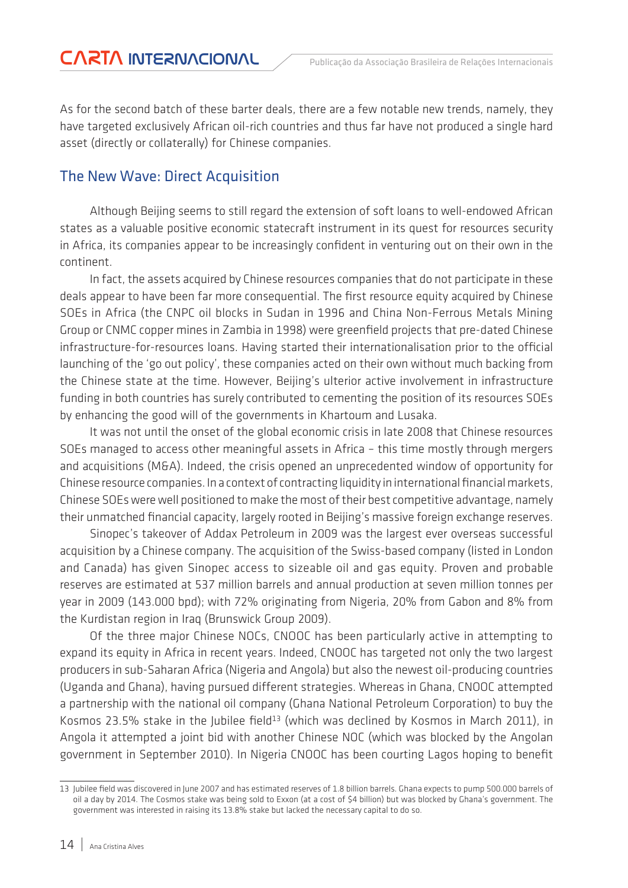As for the second batch of these barter deals, there are a few notable new trends, namely, they have targeted exclusively African oil-rich countries and thus far have not produced a single hard asset (directly or collaterally) for Chinese companies.

## The New Wave: Direct Acquisition

Although Beijing seems to still regard the extension of soft loans to well-endowed African states as a valuable positive economic statecraft instrument in its quest for resources security in Africa, its companies appear to be increasingly confident in venturing out on their own in the continent.

In fact, the assets acquired by Chinese resources companies that do not participate in these deals appear to have been far more consequential. The first resource equity acquired by Chinese SOEs in Africa (the CNPC oil blocks in Sudan in 1996 and China Non-Ferrous Metals Mining Group or CNMC copper mines in Zambia in 1998) were greenfield projects that pre-dated Chinese infrastructure-for-resources loans. Having started their internationalisation prior to the official launching of the 'go out policy', these companies acted on their own without much backing from the Chinese state at the time. However, Beijing's ulterior active involvement in infrastructure funding in both countries has surely contributed to cementing the position of its resources SOEs by enhancing the good will of the governments in Khartoum and Lusaka.

It was not until the onset of the global economic crisis in late 2008 that Chinese resources SOEs managed to access other meaningful assets in Africa – this time mostly through mergers and acquisitions (M&A). Indeed, the crisis opened an unprecedented window of opportunity for Chinese resource companies. In a context of contracting liquidity in international financial markets, Chinese SOEs were well positioned to make the most of their best competitive advantage, namely their unmatched financial capacity, largely rooted in Beijing's massive foreign exchange reserves.

Sinopec's takeover of Addax Petroleum in 2009 was the largest ever overseas successful acquisition by a Chinese company. The acquisition of the Swiss-based company (listed in London and Canada) has given Sinopec access to sizeable oil and gas equity. Proven and probable reserves are estimated at 537 million barrels and annual production at seven million tonnes per year in 2009 (143.000 bpd); with 72% originating from Nigeria, 20% from Gabon and 8% from the Kurdistan region in Iraq (Brunswick Group 2009).

Of the three major Chinese NOCs, CNOOC has been particularly active in attempting to expand its equity in Africa in recent years. Indeed, CNOOC has targeted not only the two largest producers in sub-Saharan Africa (Nigeria and Angola) but also the newest oil-producing countries (Uganda and Ghana), having pursued different strategies. Whereas in Ghana, CNOOC attempted a partnership with the national oil company (Ghana National Petroleum Corporation) to buy the Kosmos 23.5% stake in the Jubilee field[13] (which was declined by Kosmos in March 2011), in Angola it attempted a joint bid with another Chinese NOC (which was blocked by the Angolan government in September 2010). In Nigeria CNOOC has been courting Lagos hoping to benefit

---

13 Jubilee field was discovered in June 2007 and has estimated reserves of 1.8 billion barrels. Ghana expects to pump 500.000 barrels of oil a day by 2014. The Cosmos stake was being sold to Exxon (at a cost of $4 billion) but was blocked by Ghana's government. The government was interested in raising its 13.8% stake but lacked the necessary capital to do so.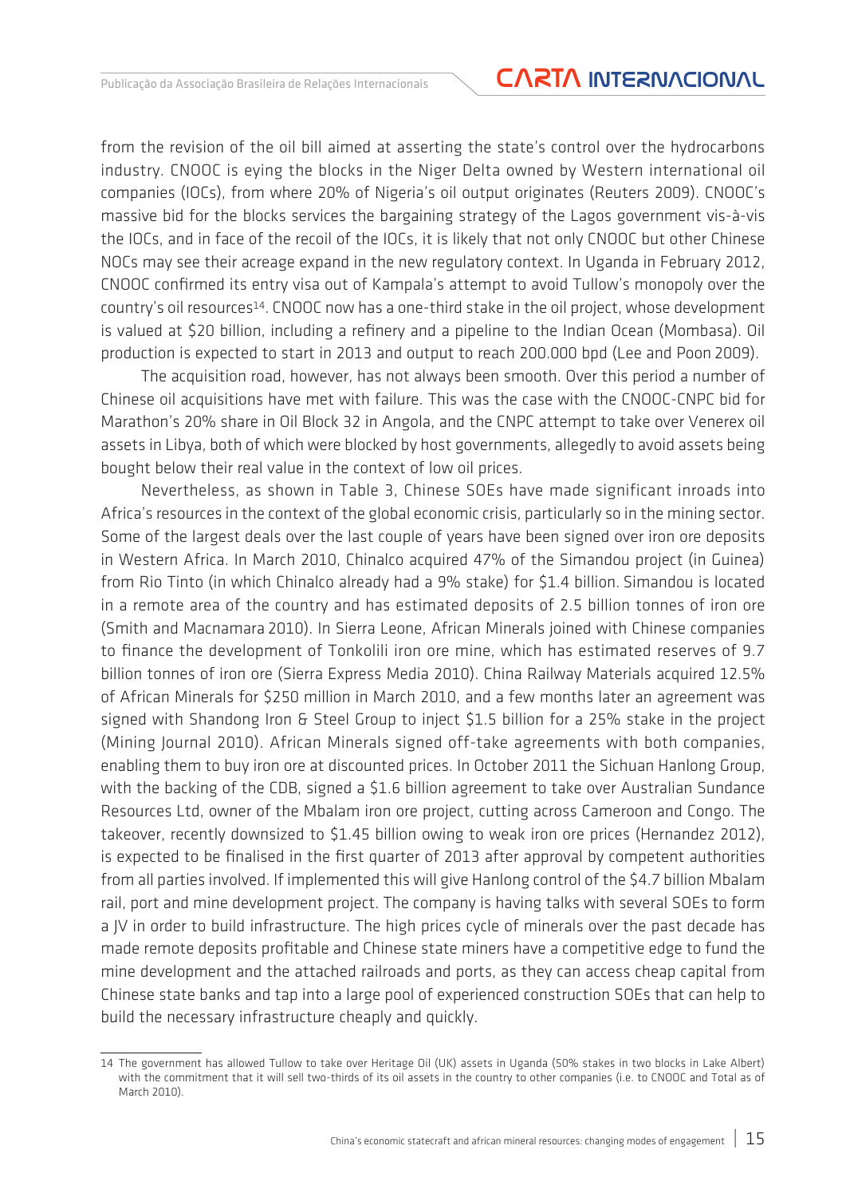from the revision of the oil bill aimed at asserting the state's control over the hydrocarbons industry. CNOOC is eying the blocks in the Niger Delta owned by Western international oil companies (IOCs), from where 20% of Nigeria's oil output originates (Reuters 2009). CNOOC's massive bid for the blocks services the bargaining strategy of the Lagos government vis-à-vis the IOCs, and in face of the recoil of the IOCs, it is likely that not only CNOOC but other Chinese NOCs may see their acreage expand in the new regulatory context. In Uganda in February 2012, CNOOC confirmed its entry visa out of Kampala's attempt to avoid Tullow's monopoly over the country's oil resources[14]. CNOOC now has a one-third stake in the oil project, whose development is valued at $20 billion, including a refinery and a pipeline to the Indian Ocean (Mombasa). Oil production is expected to start in 2013 and output to reach 200.000 bpd (Lee and Poon 2009).

The acquisition road, however, has not always been smooth. Over this period a number of Chinese oil acquisitions have met with failure. This was the case with the CNOOC-CNPC bid for Marathon's 20% share in Oil Block 32 in Angola, and the CNPC attempt to take over Venerex oil assets in Libya, both of which were blocked by host governments, allegedly to avoid assets being bought below their real value in the context of low oil prices.

Nevertheless, as shown in Table 3, Chinese SOEs have made significant inroads into Africa's resources in the context of the global economic crisis, particularly so in the mining sector. Some of the largest deals over the last couple of years have been signed over iron ore deposits in Western Africa. In March 2010, Chinalco acquired 47% of the Simandou project (in Guinea) from Rio Tinto (in which Chinalco already had a 9% stake) for $1.4 billion. Simandou is located in a remote area of the country and has estimated deposits of 2.5 billion tonnes of iron ore (Smith and Macnamara 2010). In Sierra Leone, African Minerals joined with Chinese companies to finance the development of Tonkolili iron ore mine, which has estimated reserves of 9.7 billion tonnes of iron ore (Sierra Express Media 2010). China Railway Materials acquired 12.5% of African Minerals for $250 million in March 2010, and a few months later an agreement was signed with Shandong Iron & Steel Group to inject $1.5 billion for a 25% stake in the project (Mining Journal 2010). African Minerals signed off-take agreements with both companies, enabling them to buy iron ore at discounted prices. In October 2011 the Sichuan Hanlong Group, with the backing of the CDB, signed a $1.6 billion agreement to take over Australian Sundance Resources Ltd, owner of the Mbalam iron ore project, cutting across Cameroon and Congo. The takeover, recently downsized to $1.45 billion owing to weak iron ore prices (Hernandez 2012), is expected to be finalised in the first quarter of 2013 after approval by competent authorities from all parties involved. If implemented this will give Hanlong control of the $4.7 billion Mbalam rail, port and mine development project. The company is having talks with several SOEs to form a JV in order to build infrastructure. The high prices cycle of minerals over the past decade has made remote deposits profitable and Chinese state miners have a competitive edge to fund the mine development and the attached railroads and ports, as they can access cheap capital from Chinese state banks and tap into a large pool of experienced construction SOEs that can help to build the necessary infrastructure cheaply and quickly.

---

[14] The government has allowed Tullow to take over Heritage Oil (UK) assets in Uganda (50% stakes in two blocks in Lake Albert) with the commitment that it will sell two-thirds of its oil assets in the country to other companies (i.e. to CNOOC and Total as of March 2010).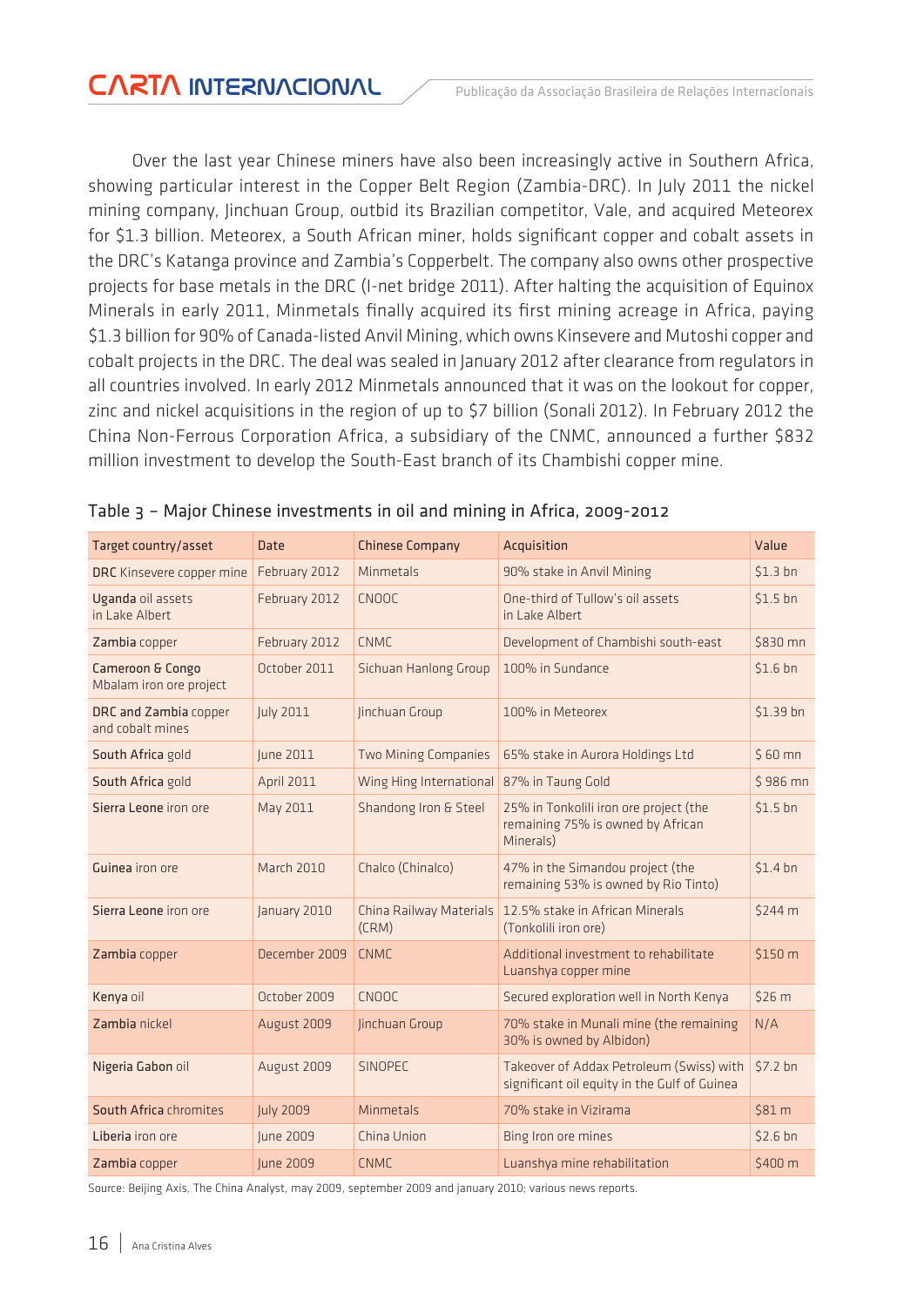Over the last year Chinese miners have also been increasingly active in Southern Africa, showing particular interest in the Copper Belt Region (Zambia-DRC). In July 2011 the nickel mining company, Jinchuan Group, outbid its Brazilian competitor, Vale, and acquired Meteorex for $1.3 billion. Meteorex, a South African miner, holds significant copper and cobalt assets in the DRC's Katanga province and Zambia's Copperbelt. The company also owns other prospective projects for base metals in the DRC (I-net bridge 2011). After halting the acquisition of Equinox Minerals in early 2011, Minmetals finally acquired its first mining acreage in Africa, paying $1.3 billion for 90% of Canada-listed Anvil Mining, which owns Kinsevere and Mutoshi copper and cobalt projects in the DRC. The deal was sealed in January 2012 after clearance from regulators in all countries involved. In early 2012 Minmetals announced that it was on the lookout for copper, zinc and nickel acquisitions in the region of up to $7 billion (Sonali 2012). In February 2012 the China Non-Ferrous Corporation Africa, a subsidiary of the CNMC, announced a further $832 million investment to develop the South-East branch of its Chambishi copper mine.

Table 3 – Major Chinese investments in oil and mining in Africa, 2009-2012

| Target country/asset | Date | Chinese Company | Acquisition | Value |
|---|---|---|---|---|
| **DRC** Kinsevere copper mine | February 2012 | Minmetals | 90% stake in Anvil Mining | $1.3 bn |
| **Uganda** oil assets in Lake Albert | February 2012 | CNOOC | One-third of Tullow's oil assets in Lake Albert | $1.5 bn |
| **Zambia** copper | February 2012 | CNMC | Development of Chambishi south-east | $830 mn |
| **Cameroon & Congo** Mbalam iron ore project | October 2011 | Sichuan Hanlong Group | 100% in Sundance | $1.6 bn |
| **DRC and Zambia** copper and cobalt mines | July 2011 | Jinchuan Group | 100% in Meteorex | $1.39 bn |
| **South Africa** gold | June 2011 | Two Mining Companies | 65% stake in Aurora Holdings Ltd | $ 60 mn |
| **South Africa** gold | April 2011 | Wing Hing International | 87% in Taung Gold | $ 986 mn |
| **Sierra Leone** iron ore | May 2011 | Shandong Iron & Steel | 25% in Tonkolili iron ore project (the remaining 75% is owned by African Minerals) | $1.5 bn |
| **Guinea** iron ore | March 2010 | Chalco (Chinalco) | 47% in the Simandou project (the remaining 53% is owned by Rio Tinto) | $1.4 bn |
| **Sierra Leone** iron ore | January 2010 | China Railway Materials (CRM) | 12.5% stake in African Minerals (Tonkolili iron ore) | $244 m |
| **Zambia** copper | December 2009 | CNMC | Additional investment to rehabilitate Luanshya copper mine | $150 m |
| **Kenya** oil | October 2009 | CNOOC | Secured exploration well in North Kenya | $26 m |
| **Zambia** nickel | August 2009 | Jinchuan Group | 70% stake in Munali mine (the remaining 30% is owned by Albidon) | N/A |
| **Nigeria Gabon** oil | August 2009 | SINOPEC | Takeover of Addax Petroleum (Swiss) with significant oil equity in the Gulf of Guinea | $7.2 bn |
| **South Africa** chromites | July 2009 | Minmetals | 70% stake in Vizirama | $81 m |
| **Liberia** iron ore | June 2009 | China Union | Bing Iron ore mines | $2.6 bn |
| **Zambia** copper | June 2009 | CNMC | Luanshya mine rehabilitation | $400 m |

Source: Beijing Axis, The China Analyst, may 2009, september 2009 and january 2010; various news reports.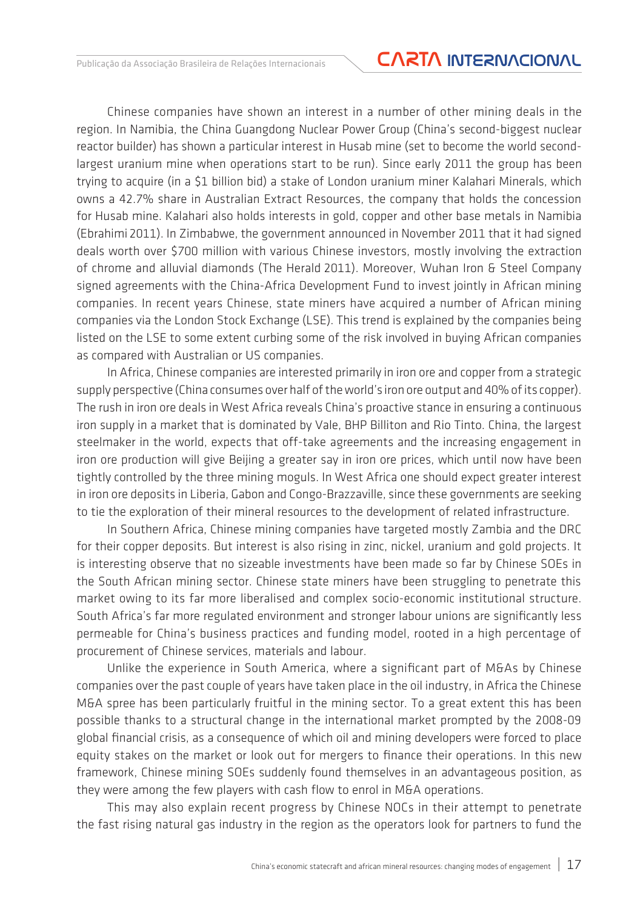Chinese companies have shown an interest in a number of other mining deals in the region. In Namibia, the China Guangdong Nuclear Power Group (China's second-biggest nuclear reactor builder) has shown a particular interest in Husab mine (set to become the world second-largest uranium mine when operations start to be run). Since early 2011 the group has been trying to acquire (in a $1 billion bid) a stake of London uranium miner Kalahari Minerals, which owns a 42.7% share in Australian Extract Resources, the company that holds the concession for Husab mine. Kalahari also holds interests in gold, copper and other base metals in Namibia (Ebrahimi 2011). In Zimbabwe, the government announced in November 2011 that it had signed deals worth over $700 million with various Chinese investors, mostly involving the extraction of chrome and alluvial diamonds (The Herald 2011). Moreover, Wuhan Iron & Steel Company signed agreements with the China-Africa Development Fund to invest jointly in African mining companies. In recent years Chinese, state miners have acquired a number of African mining companies via the London Stock Exchange (LSE). This trend is explained by the companies being listed on the LSE to some extent curbing some of the risk involved in buying African companies as compared with Australian or US companies.

In Africa, Chinese companies are interested primarily in iron ore and copper from a strategic supply perspective (China consumes over half of the world's iron ore output and 40% of its copper). The rush in iron ore deals in West Africa reveals China's proactive stance in ensuring a continuous iron supply in a market that is dominated by Vale, BHP Billiton and Rio Tinto. China, the largest steelmaker in the world, expects that off-take agreements and the increasing engagement in iron ore production will give Beijing a greater say in iron ore prices, which until now have been tightly controlled by the three mining moguls. In West Africa one should expect greater interest in iron ore deposits in Liberia, Gabon and Congo-Brazzaville, since these governments are seeking to tie the exploration of their mineral resources to the development of related infrastructure.

In Southern Africa, Chinese mining companies have targeted mostly Zambia and the DRC for their copper deposits. But interest is also rising in zinc, nickel, uranium and gold projects. It is interesting observe that no sizeable investments have been made so far by Chinese SOEs in the South African mining sector. Chinese state miners have been struggling to penetrate this market owing to its far more liberalised and complex socio-economic institutional structure. South Africa's far more regulated environment and stronger labour unions are significantly less permeable for China's business practices and funding model, rooted in a high percentage of procurement of Chinese services, materials and labour.

Unlike the experience in South America, where a significant part of M&As by Chinese companies over the past couple of years have taken place in the oil industry, in Africa the Chinese M&A spree has been particularly fruitful in the mining sector. To a great extent this has been possible thanks to a structural change in the international market prompted by the 2008-09 global financial crisis, as a consequence of which oil and mining developers were forced to place equity stakes on the market or look out for mergers to finance their operations. In this new framework, Chinese mining SOEs suddenly found themselves in an advantageous position, as they were among the few players with cash flow to enrol in M&A operations.

This may also explain recent progress by Chinese NOCs in their attempt to penetrate the fast rising natural gas industry in the region as the operators look for partners to fund the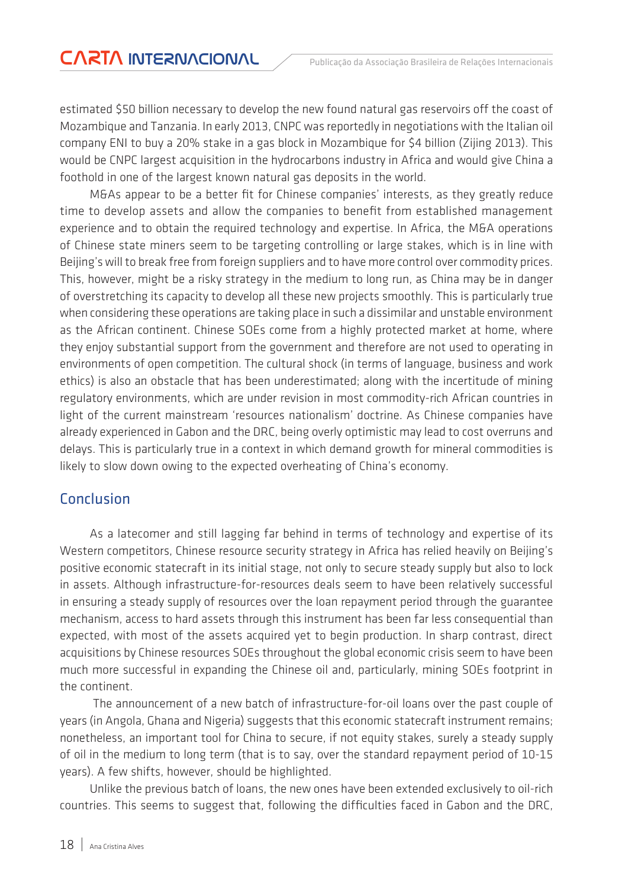estimated $50 billion necessary to develop the new found natural gas reservoirs off the coast of Mozambique and Tanzania. In early 2013, CNPC was reportedly in negotiations with the Italian oil company ENI to buy a 20% stake in a gas block in Mozambique for $4 billion (Zijing 2013). This would be CNPC largest acquisition in the hydrocarbons industry in Africa and would give China a foothold in one of the largest known natural gas deposits in the world.

M&As appear to be a better fit for Chinese companies' interests, as they greatly reduce time to develop assets and allow the companies to benefit from established management experience and to obtain the required technology and expertise. In Africa, the M&A operations of Chinese state miners seem to be targeting controlling or large stakes, which is in line with Beijing's will to break free from foreign suppliers and to have more control over commodity prices. This, however, might be a risky strategy in the medium to long run, as China may be in danger of overstretching its capacity to develop all these new projects smoothly. This is particularly true when considering these operations are taking place in such a dissimilar and unstable environment as the African continent. Chinese SOEs come from a highly protected market at home, where they enjoy substantial support from the government and therefore are not used to operating in environments of open competition. The cultural shock (in terms of language, business and work ethics) is also an obstacle that has been underestimated; along with the incertitude of mining regulatory environments, which are under revision in most commodity-rich African countries in light of the current mainstream 'resources nationalism' doctrine. As Chinese companies have already experienced in Gabon and the DRC, being overly optimistic may lead to cost overruns and delays. This is particularly true in a context in which demand growth for mineral commodities is likely to slow down owing to the expected overheating of China's economy.

## Conclusion

As a latecomer and still lagging far behind in terms of technology and expertise of its Western competitors, Chinese resource security strategy in Africa has relied heavily on Beijing's positive economic statecraft in its initial stage, not only to secure steady supply but also to lock in assets. Although infrastructure-for-resources deals seem to have been relatively successful in ensuring a steady supply of resources over the loan repayment period through the guarantee mechanism, access to hard assets through this instrument has been far less consequential than expected, with most of the assets acquired yet to begin production. In sharp contrast, direct acquisitions by Chinese resources SOEs throughout the global economic crisis seem to have been much more successful in expanding the Chinese oil and, particularly, mining SOEs footprint in the continent.

The announcement of a new batch of infrastructure-for-oil loans over the past couple of years (in Angola, Ghana and Nigeria) suggests that this economic statecraft instrument remains; nonetheless, an important tool for China to secure, if not equity stakes, surely a steady supply of oil in the medium to long term (that is to say, over the standard repayment period of 10-15 years). A few shifts, however, should be highlighted.

Unlike the previous batch of loans, the new ones have been extended exclusively to oil-rich countries. This seems to suggest that, following the difficulties faced in Gabon and the DRC,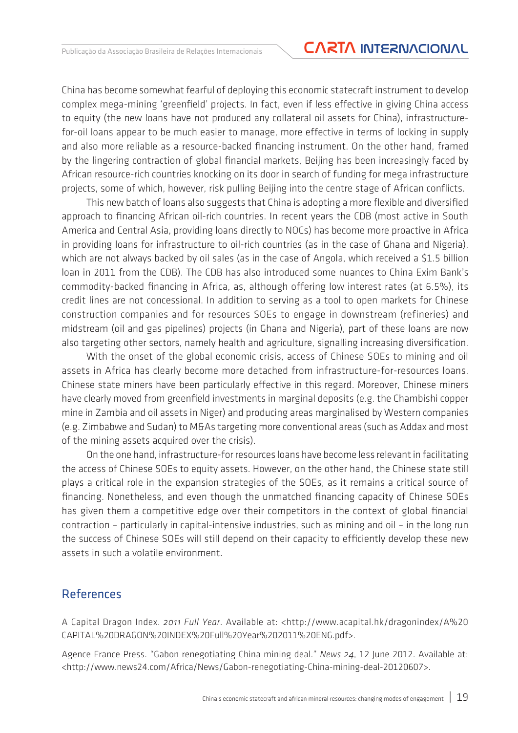China has become somewhat fearful of deploying this economic statecraft instrument to develop complex mega-mining 'greenfield' projects. In fact, even if less effective in giving China access to equity (the new loans have not produced any collateral oil assets for China), infrastructure-for-oil loans appear to be much easier to manage, more effective in terms of locking in supply and also more reliable as a resource-backed financing instrument. On the other hand, framed by the lingering contraction of global financial markets, Beijing has been increasingly faced by African resource-rich countries knocking on its door in search of funding for mega infrastructure projects, some of which, however, risk pulling Beijing into the centre stage of African conflicts.

This new batch of loans also suggests that China is adopting a more flexible and diversified approach to financing African oil-rich countries. In recent years the CDB (most active in South America and Central Asia, providing loans directly to NOCs) has become more proactive in Africa in providing loans for infrastructure to oil-rich countries (as in the case of Ghana and Nigeria), which are not always backed by oil sales (as in the case of Angola, which received a $1.5 billion loan in 2011 from the CDB). The CDB has also introduced some nuances to China Exim Bank's commodity-backed financing in Africa, as, although offering low interest rates (at 6.5%), its credit lines are not concessional. In addition to serving as a tool to open markets for Chinese construction companies and for resources SOEs to engage in downstream (refineries) and midstream (oil and gas pipelines) projects (in Ghana and Nigeria), part of these loans are now also targeting other sectors, namely health and agriculture, signalling increasing diversification.

With the onset of the global economic crisis, access of Chinese SOEs to mining and oil assets in Africa has clearly become more detached from infrastructure-for-resources loans. Chinese state miners have been particularly effective in this regard. Moreover, Chinese miners have clearly moved from greenfield investments in marginal deposits (e.g. the Chambishi copper mine in Zambia and oil assets in Niger) and producing areas marginalised by Western companies (e.g. Zimbabwe and Sudan) to M&As targeting more conventional areas (such as Addax and most of the mining assets acquired over the crisis).

On the one hand, infrastructure-for resources loans have become less relevant in facilitating the access of Chinese SOEs to equity assets. However, on the other hand, the Chinese state still plays a critical role in the expansion strategies of the SOEs, as it remains a critical source of financing. Nonetheless, and even though the unmatched financing capacity of Chinese SOEs has given them a competitive edge over their competitors in the context of global financial contraction – particularly in capital-intensive industries, such as mining and oil – in the long run the success of Chinese SOEs will still depend on their capacity to efficiently develop these new assets in such a volatile environment.

## References

A Capital Dragon Index. *2011 Full Year*. Available at: <http://www.acapital.hk/dragonindex/A%20CAPITAL%20DRAGON%20INDEX%20Full%20Year%202011%20ENG.pdf>.

Agence France Press. "Gabon renegotiating China mining deal." *News 24*, 12 June 2012. Available at: <http://www.news24.com/Africa/News/Gabon-renegotiating-China-mining-deal-20120607>.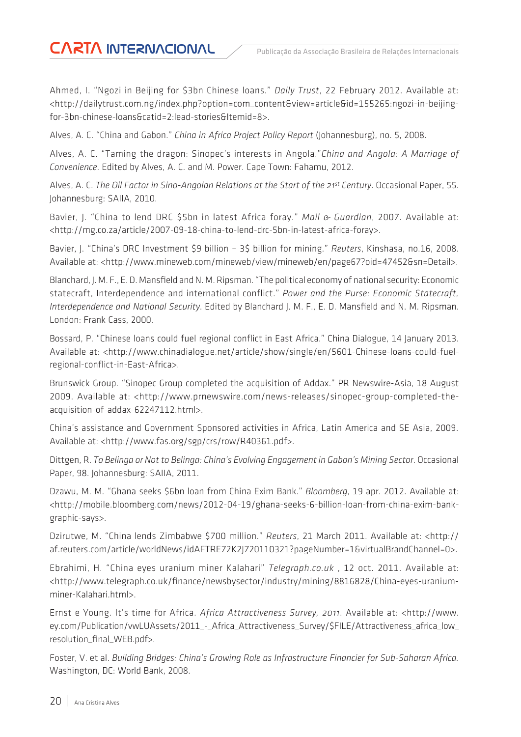Ahmed, I. "Ngozi in Beijing for $3bn Chinese loans." *Daily Trust*, 22 February 2012. Available at: <http://dailytrust.com.ng/index.php?option=com_content&view=article&id=155265:ngozi-in-beijing-for-3bn-chinese-loans&catid=2:lead-stories&Itemid=8>.

Alves, A. C. "China and Gabon." *China in Africa Project Policy Report* (Johannesburg), no. 5, 2008.

Alves, A. C. "Taming the dragon: Sinopec's interests in Angola."*China and Angola: A Marriage of Convenience*. Edited by Alves, A. C. and M. Power. Cape Town: Fahamu, 2012.

Alves, A. C. *The Oil Factor in Sino-Angolan Relations at the Start of the 21st Century*. Occasional Paper, 55. Johannesburg: SAIIA, 2010.

Bavier, J. "China to lend DRC $5bn in latest Africa foray." *Mail & Guardian*, 2007. Available at: <http://mg.co.za/article/2007-09-18-china-to-lend-drc-5bn-in-latest-africa-foray>.

Bavier, J. "China's DRC Investment $9 billion – 3$ billion for mining." *Reuters*, Kinshasa, no.16, 2008. Available at: <http://www.mineweb.com/mineweb/view/mineweb/en/page67?oid=47452&sn=Detail>.

Blanchard, J. M. F., E. D. Mansfield and N. M. Ripsman. "The political economy of national security: Economic statecraft, Interdependence and international conflict." *Power and the Purse: Economic Statecraft, Interdependence and National Security*. Edited by Blanchard J. M. F., E. D. Mansfield and N. M. Ripsman. London: Frank Cass, 2000.

Bossard, P. "Chinese loans could fuel regional conflict in East Africa." China Dialogue, 14 January 2013. Available at: <http://www.chinadialogue.net/article/show/single/en/5601-Chinese-loans-could-fuel-regional-conflict-in-East-Africa>.

Brunswick Group. "Sinopec Group completed the acquisition of Addax." PR Newswire-Asia, 18 August 2009. Available at: <http://www.prnewswire.com/news-releases/sinopec-group-completed-the-acquisition-of-addax-62247112.html>.

China's assistance and Government Sponsored activities in Africa, Latin America and SE Asia, 2009. Available at: <http://www.fas.org/sgp/crs/row/R40361.pdf>.

Dittgen, R. *To Belinga or Not to Belinga: China's Evolving Engagement in Gabon's Mining Sector*. Occasional Paper, 98. Johannesburg: SAIIA, 2011.

Dzawu, M. M. "Ghana seeks $6bn loan from China Exim Bank." *Bloomberg*, 19 apr. 2012. Available at: <http://mobile.bloomberg.com/news/2012-04-19/ghana-seeks-6-billion-loan-from-china-exim-bank-graphic-says>.

Dzirutwe, M. "China lends Zimbabwe $700 million." *Reuters*, 21 March 2011. Available at: <http://af.reuters.com/article/worldNews/idAFTRE72K2J720110321?pageNumber=1&virtualBrandChannel=0>.

Ebrahimi, H. "China eyes uranium miner Kalahari" *Telegraph.co.uk* , 12 oct. 2011. Available at: <http://www.telegraph.co.uk/finance/newsbysector/industry/mining/8816828/China-eyes-uranium-miner-Kalahari.html>.

Ernst e Young. It's time for Africa. *Africa Attractiveness Survey, 2011*. Available at: <http://www.ey.com/Publication/vwLUAssets/2011_-_Africa_Attractiveness_Survey/$FILE/Attractiveness_africa_low_resolution_final_WEB.pdf>.

Foster, V. et al. *Building Bridges: China's Growing Role as Infrastructure Financier for Sub-Saharan Africa.* Washington, DC: World Bank, 2008.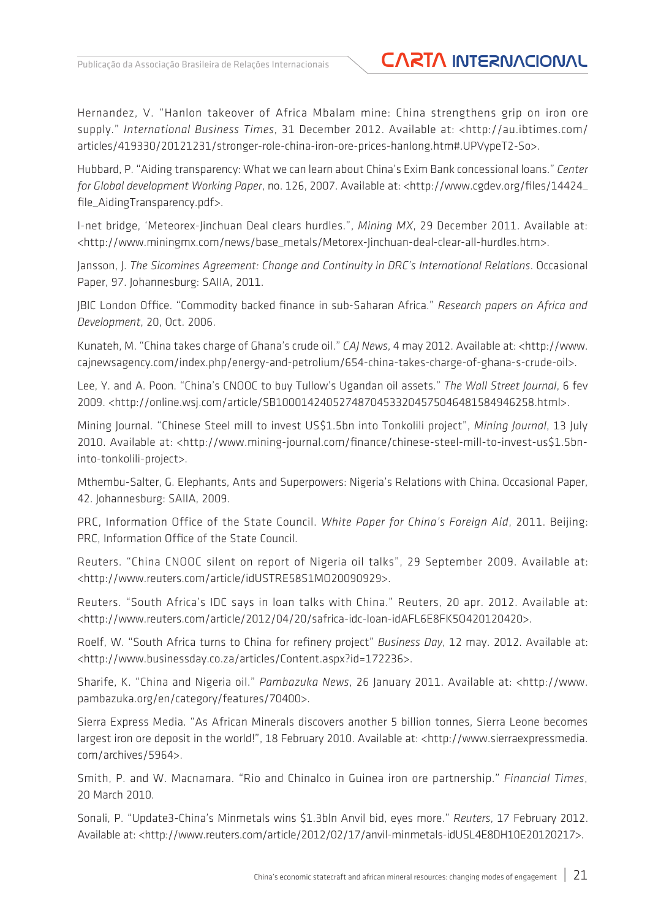Hernandez, V. "Hanlon takeover of Africa Mbalam mine: China strengthens grip on iron ore supply." *International Business Times*, 31 December 2012. Available at: <http://au.ibtimes.com/articles/419330/20121231/stronger-role-china-iron-ore-prices-hanlong.htm#.UPVypeT2-So>.

Hubbard, P. "Aiding transparency: What we can learn about China's Exim Bank concessional loans." *Center for Global development Working Paper*, no. 126, 2007. Available at: <http://www.cgdev.org/files/14424_file_AidingTransparency.pdf>.

I-net bridge, 'Meteorex-Jinchuan Deal clears hurdles.", *Mining MX*, 29 December 2011. Available at: <http://www.miningmx.com/news/base_metals/Metorex-Jinchuan-deal-clear-all-hurdles.htm>.

Jansson, J. *The Sicomines Agreement: Change and Continuity in DRC's International Relations*. Occasional Paper, 97. Johannesburg: SAIIA, 2011.

JBIC London Office. "Commodity backed finance in sub-Saharan Africa." *Research papers on Africa and Development*, 20, Oct. 2006.

Kunateh, M. "China takes charge of Ghana's crude oil." *CAJ News*, 4 may 2012. Available at: <http://www.cajnewsagency.com/index.php/energy-and-petrolium/654-china-takes-charge-of-ghana-s-crude-oil>.

Lee, Y. and A. Poon. "China's CNOOC to buy Tullow's Ugandan oil assets." *The Wall Street Journal*, 6 fev 2009. <http://online.wsj.com/article/SB10001424052748704533204575046481584946258.html>.

Mining Journal. "Chinese Steel mill to invest US$1.5bn into Tonkolili project", *Mining Journal*, 13 July 2010. Available at: <http://www.mining-journal.com/finance/chinese-steel-mill-to-invest-us$1.5bn-into-tonkolili-project>.

Mthembu-Salter, G. Elephants, Ants and Superpowers: Nigeria's Relations with China. Occasional Paper, 42. Johannesburg: SAIIA, 2009.

PRC, Information Office of the State Council. *White Paper for China's Foreign Aid*, 2011. Beijing: PRC, Information Office of the State Council.

Reuters. "China CNOOC silent on report of Nigeria oil talks", 29 September 2009. Available at: <http://www.reuters.com/article/idUSTRE58S1MO20090929>.

Reuters. "South Africa's IDC says in loan talks with China." Reuters, 20 apr. 2012. Available at: <http://www.reuters.com/article/2012/04/20/safrica-idc-loan-idAFL6E8FK5O420120420>.

Roelf, W. "South Africa turns to China for refinery project" *Business Day*, 12 may. 2012. Available at: <http://www.businessday.co.za/articles/Content.aspx?id=172236>.

Sharife, K. "China and Nigeria oil." *Pambazuka News*, 26 January 2011. Available at: <http://www.pambazuka.org/en/category/features/70400>.

Sierra Express Media. "As African Minerals discovers another 5 billion tonnes, Sierra Leone becomes largest iron ore deposit in the world!", 18 February 2010. Available at: <http://www.sierraexpressmedia.com/archives/5964>.

Smith, P. and W. Macnamara. "Rio and Chinalco in Guinea iron ore partnership." *Financial Times*, 20 March 2010.

Sonali, P. "Update3-China's Minmetals wins $1.3bln Anvil bid, eyes more." *Reuters*, 17 February 2012. Available at: <http://www.reuters.com/article/2012/02/17/anvil-minmetals-idUSL4E8DH10E20120217>.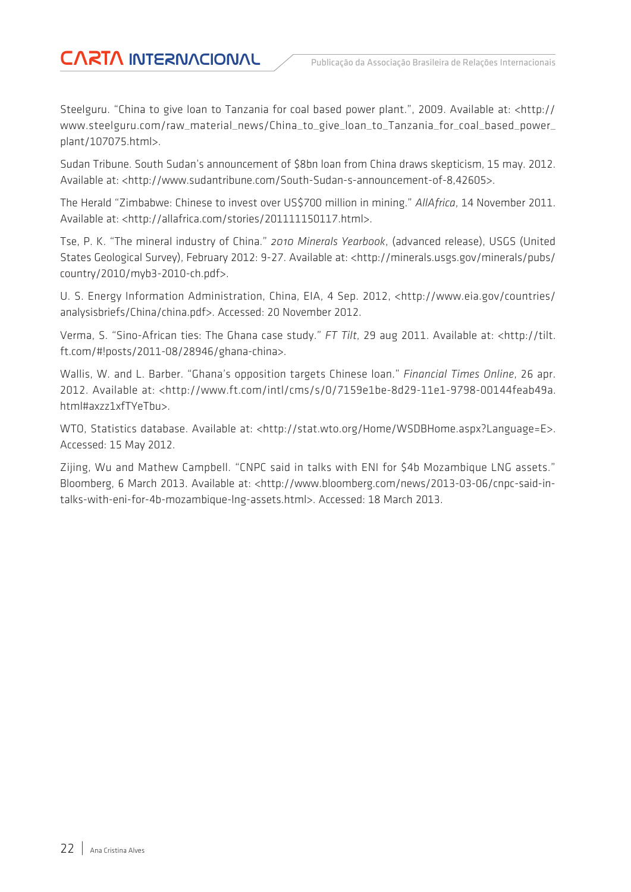Steelguru. "China to give loan to Tanzania for coal based power plant.", 2009. Available at: <http://www.steelguru.com/raw_material_news/China_to_give_loan_to_Tanzania_for_coal_based_power_plant/107075.html>.

Sudan Tribune. South Sudan's announcement of $8bn loan from China draws skepticism, 15 may. 2012. Available at: <http://www.sudantribune.com/South-Sudan-s-announcement-of-8,42605>.

The Herald "Zimbabwe: Chinese to invest over US$700 million in mining." *AllAfrica*, 14 November 2011. Available at: <http://allafrica.com/stories/201111150117.html>.

Tse, P. K. "The mineral industry of China." *2010 Minerals Yearbook*, (advanced release), USGS (United States Geological Survey), February 2012: 9-27. Available at: <http://minerals.usgs.gov/minerals/pubs/country/2010/myb3-2010-ch.pdf>.

U. S. Energy Information Administration, China, EIA, 4 Sep. 2012, <http://www.eia.gov/countries/analysisbriefs/China/china.pdf>. Accessed: 20 November 2012.

Verma, S. "Sino-African ties: The Ghana case study." *FT Tilt*, 29 aug 2011. Available at: <http://tilt.ft.com/#!posts/2011-08/28946/ghana-china>.

Wallis, W. and L. Barber. "Ghana's opposition targets Chinese loan." *Financial Times Online*, 26 apr. 2012. Available at: <http://www.ft.com/intl/cms/s/0/7159e1be-8d29-11e1-9798-00144feab49a.html#axzz1xfTYeTbu>.

WTO, Statistics database. Available at: <http://stat.wto.org/Home/WSDBHome.aspx?Language=E>. Accessed: 15 May 2012.

Zijing, Wu and Mathew Campbell. "CNPC said in talks with ENI for $4b Mozambique LNG assets." Bloomberg, 6 March 2013. Available at: <http://www.bloomberg.com/news/2013-03-06/cnpc-said-in-talks-with-eni-for-4b-mozambique-lng-assets.html>. Accessed: 18 March 2013.